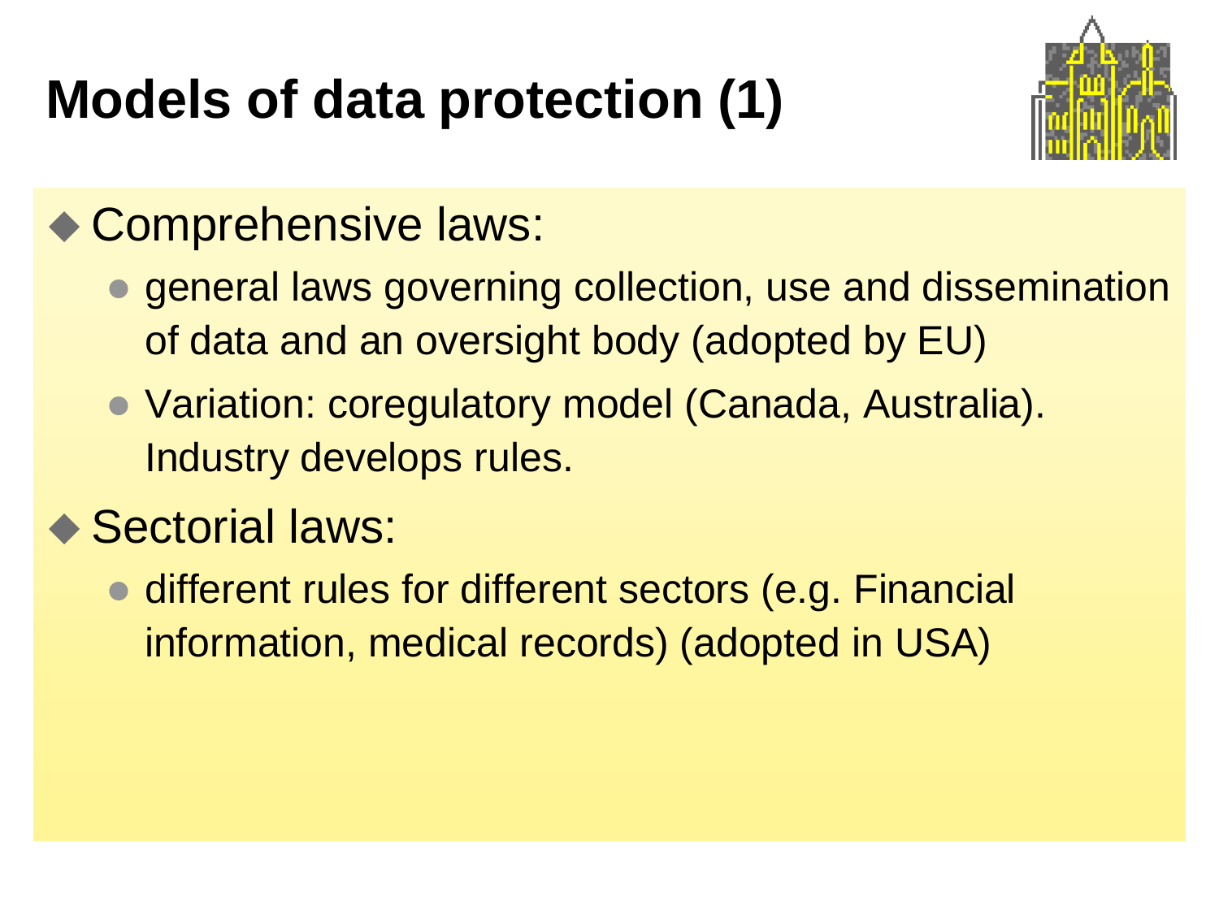# Models of data protection (1)

- Comprehensive laws:
  - general laws governing collection, use and dissemination of data and an oversight body (adopted by EU)
  - Variation: coregulatory model (Canada, Australia). Industry develops rules.
- Sectorial laws:
  - different rules for different sectors (e.g. Financial information, medical records) (adopted in USA)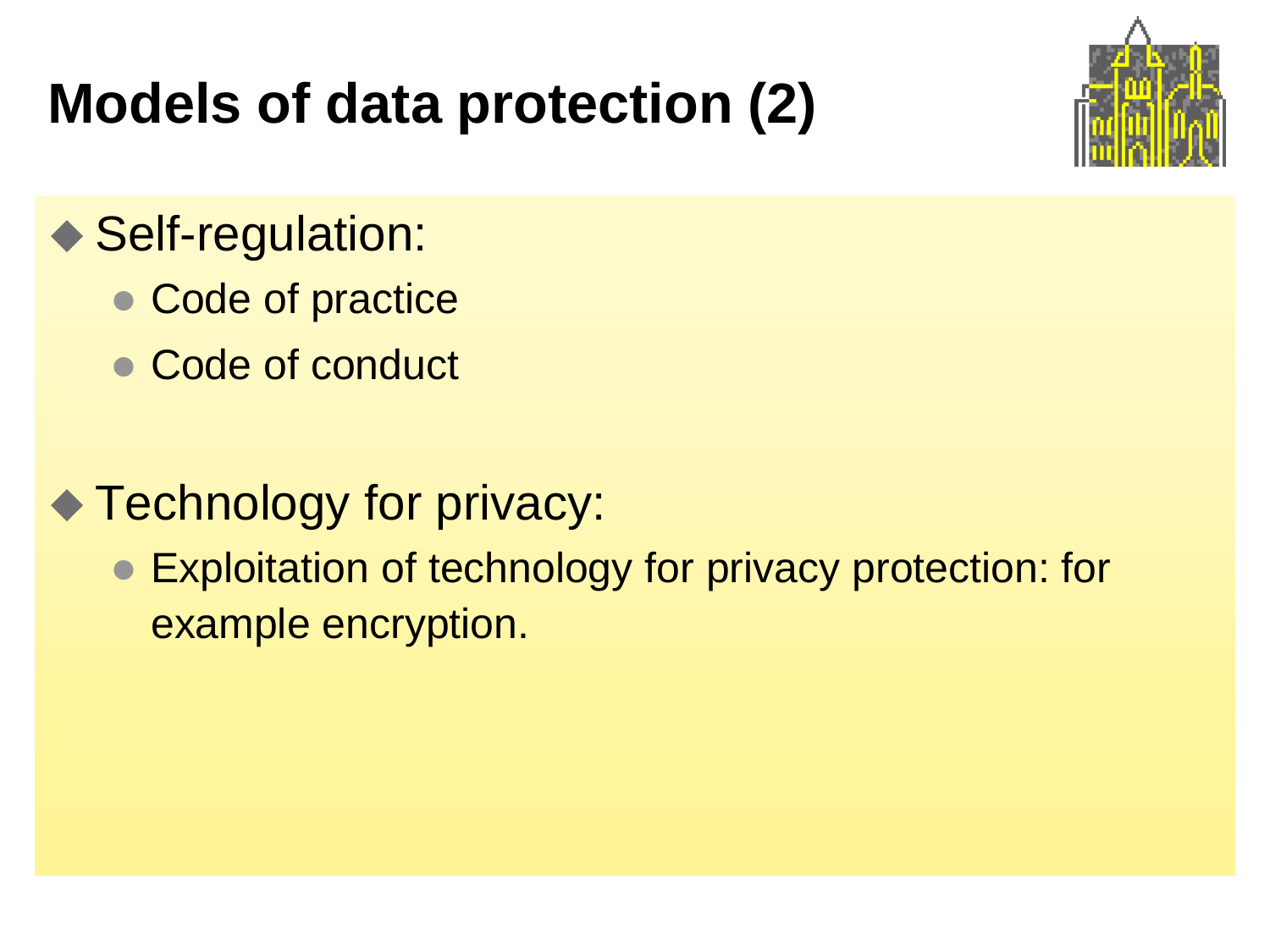# Models of data protection (2)

- Self-regulation:
  - Code of practice
  - Code of conduct

- Technology for privacy:
  - Exploitation of technology for privacy protection: for example encryption.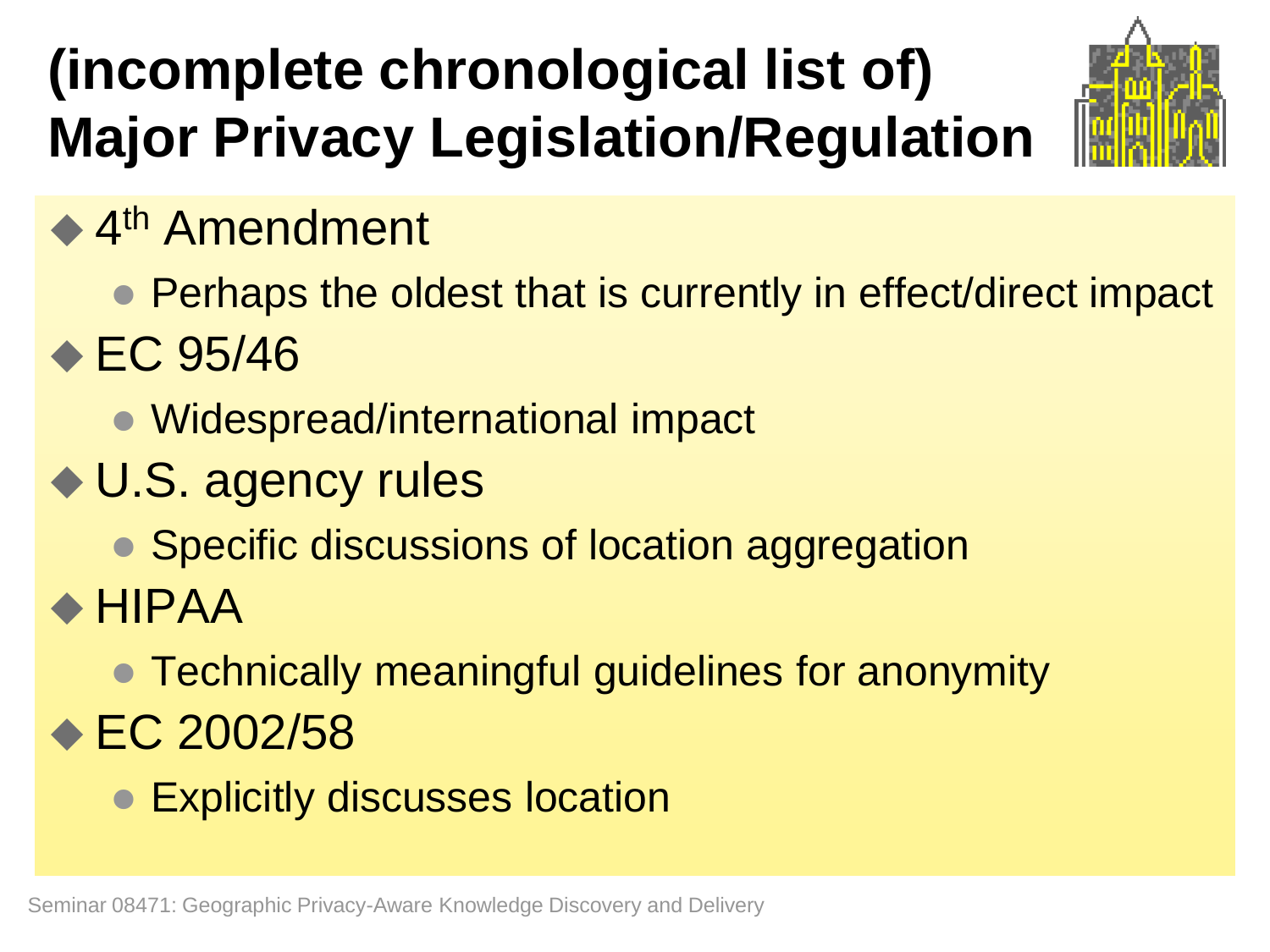# (incomplete chronological list of) Major Privacy Legislation/Regulation

- 4th Amendment
  - Perhaps the oldest that is currently in effect/direct impact
- EC 95/46
  - Widespread/international impact
- U.S. agency rules
  - Specific discussions of location aggregation
- HIPAA
  - Technically meaningful guidelines for anonymity
- EC 2002/58
  - Explicitly discusses location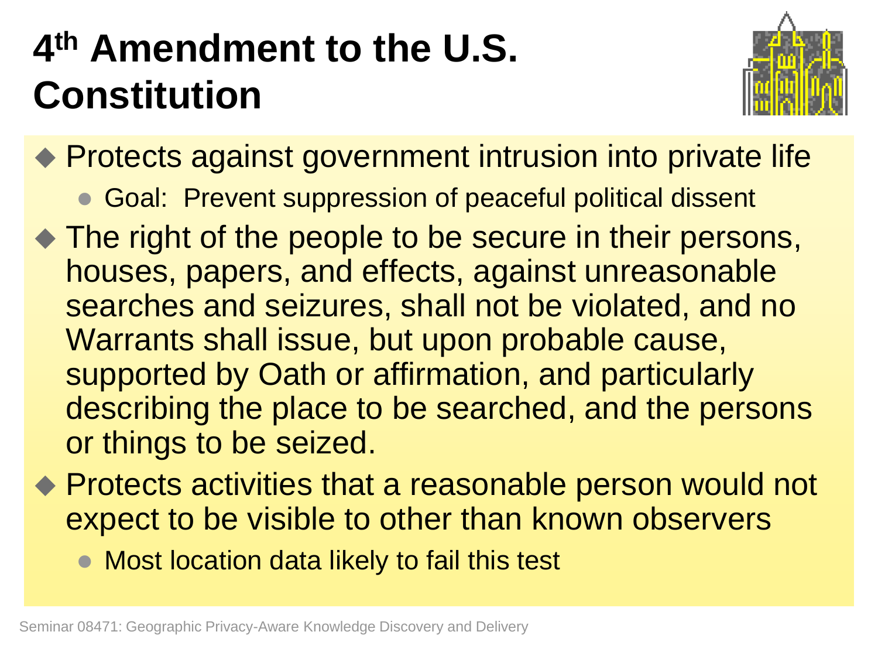# 4th Amendment to the U.S. Constitution

- Protects against government intrusion into private life
  - Goal: Prevent suppression of peaceful political dissent
- The right of the people to be secure in their persons, houses, papers, and effects, against unreasonable searches and seizures, shall not be violated, and no Warrants shall issue, but upon probable cause, supported by Oath or affirmation, and particularly describing the place to be searched, and the persons or things to be seized.
- Protects activities that a reasonable person would not expect to be visible to other than known observers
  - Most location data likely to fail this test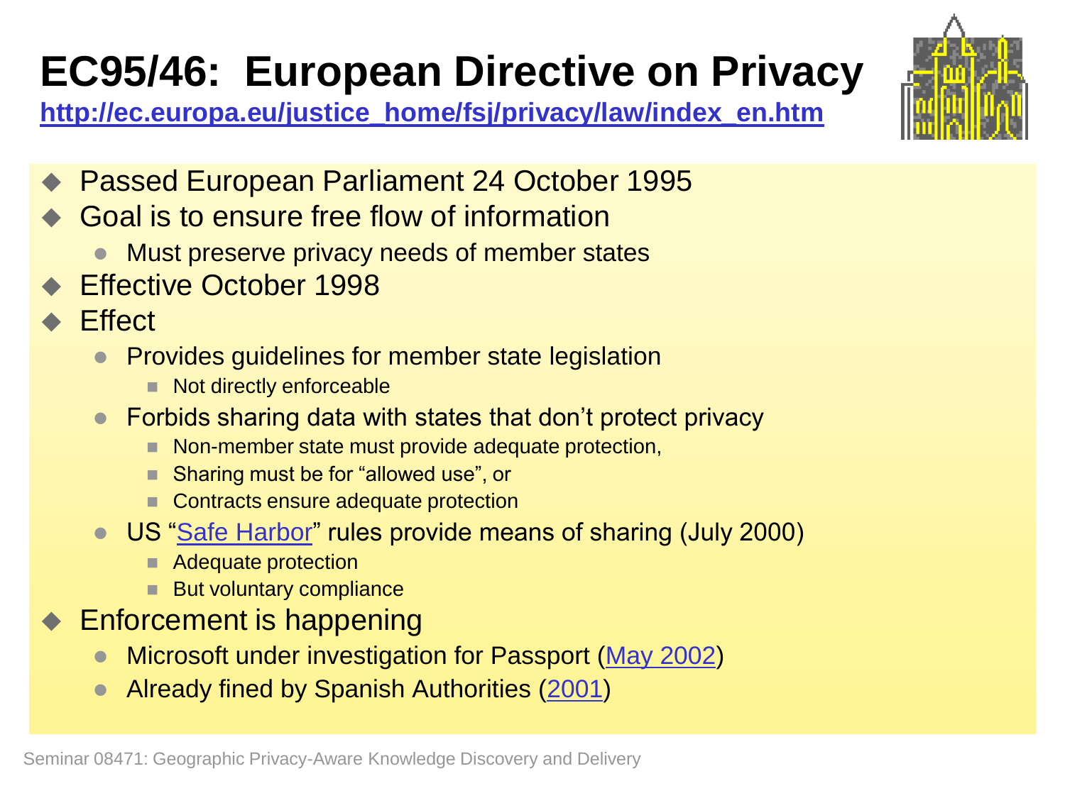# EC95/46: European Directive on Privacy

[http://ec.europa.eu/justice_home/fsj/privacy/law/index_en.htm](http://ec.europa.eu/justice_home/fsj/privacy/law/index_en.htm)

- Passed European Parliament 24 October 1995
- Goal is to ensure free flow of information
  - Must preserve privacy needs of member states
- Effective October 1998
- Effect
  - Provides guidelines for member state legislation
    - Not directly enforceable
  - Forbids sharing data with states that don't protect privacy
    - Non-member state must provide adequate protection,
    - Sharing must be for "allowed use", or
    - Contracts ensure adequate protection
  - US "Safe Harbor" rules provide means of sharing (July 2000)
    - Adequate protection
    - But voluntary compliance
- Enforcement is happening
  - Microsoft under investigation for Passport (May 2002)
  - Already fined by Spanish Authorities (2001)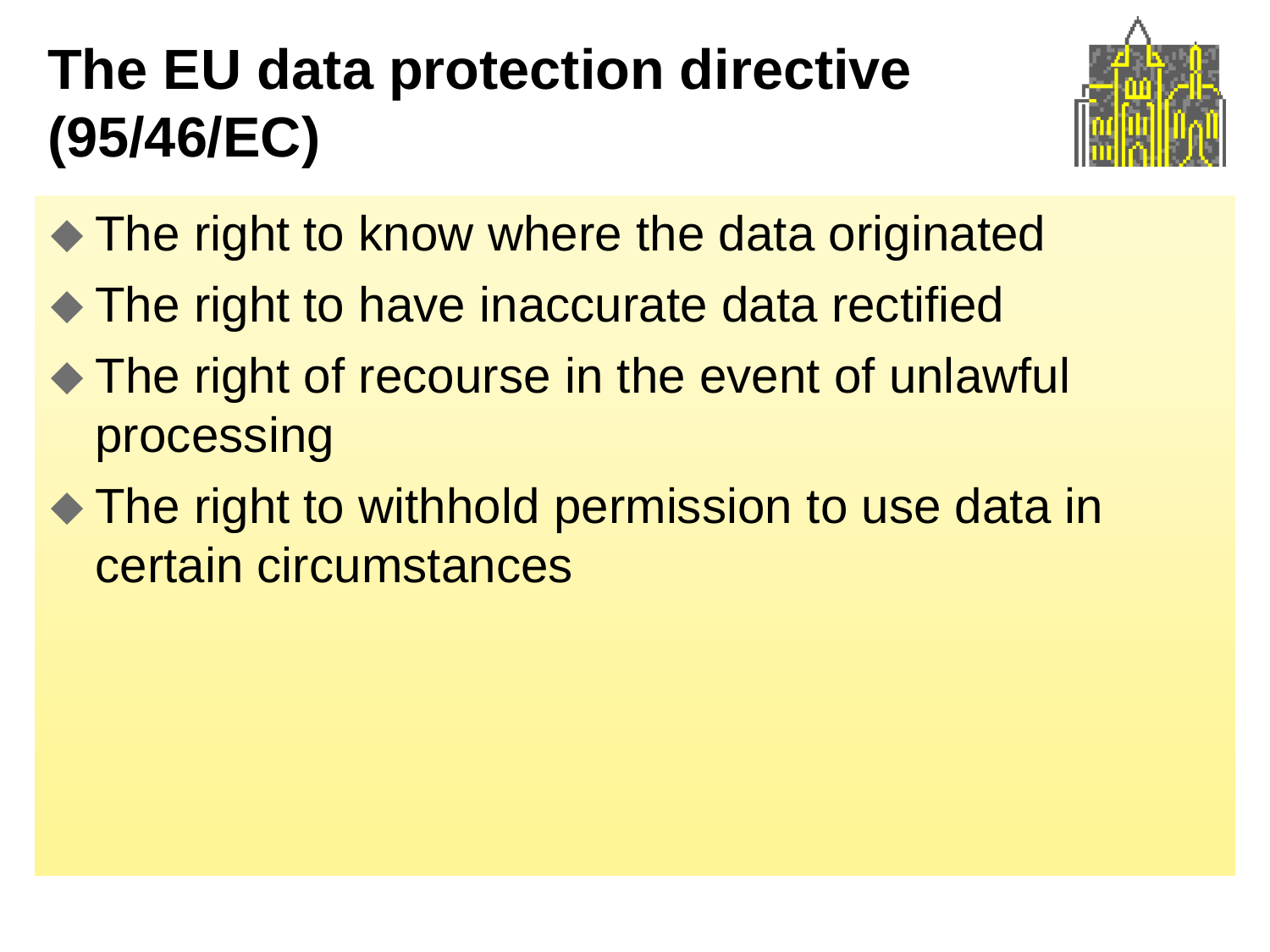# The EU data protection directive (95/46/EC)

- The right to know where the data originated
- The right to have inaccurate data rectified
- The right of recourse in the event of unlawful processing
- The right to withhold permission to use data in certain circumstances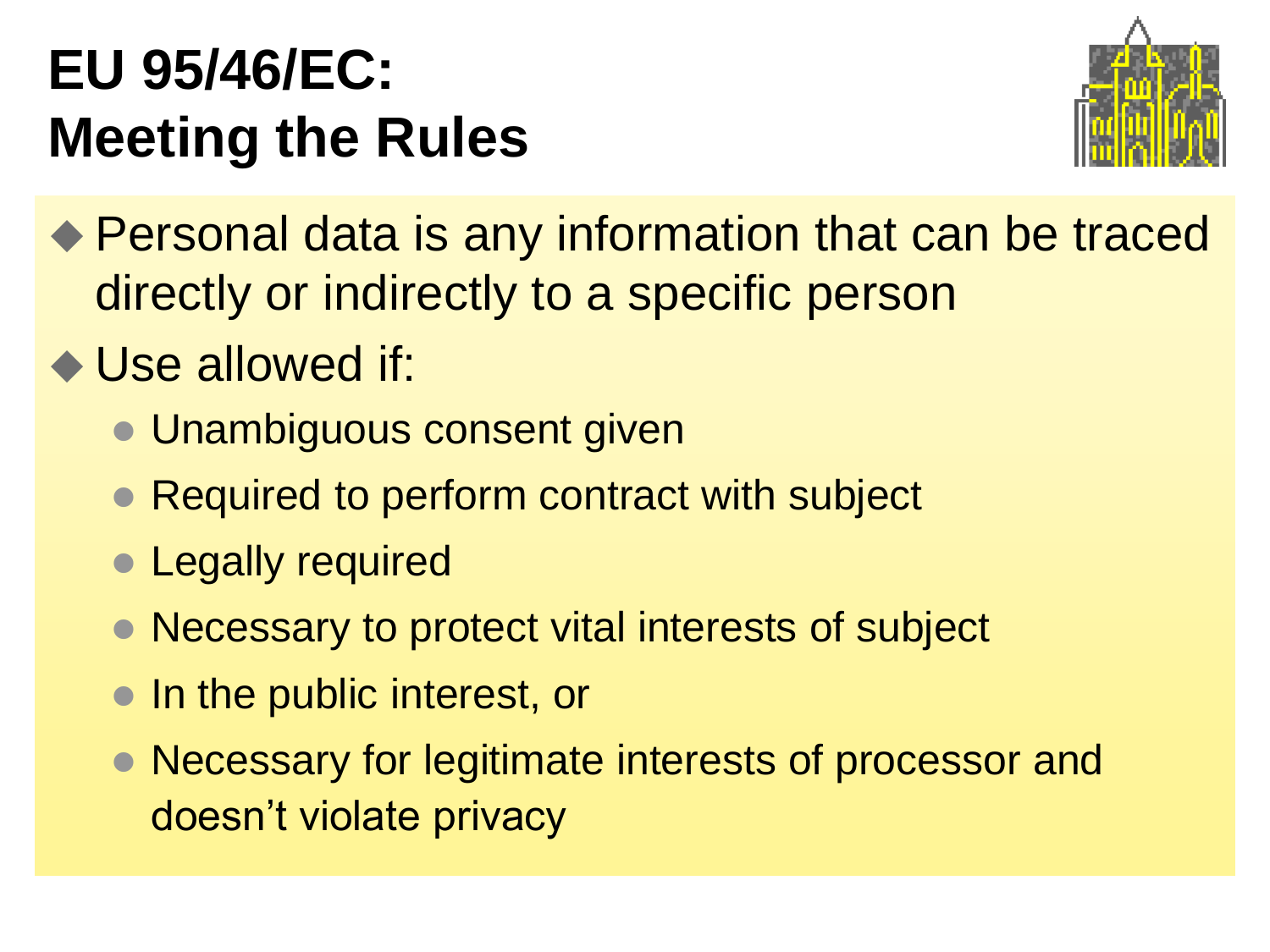# EU 95/46/EC: Meeting the Rules

- Personal data is any information that can be traced directly or indirectly to a specific person
- Use allowed if:
  - Unambiguous consent given
  - Required to perform contract with subject
  - Legally required
  - Necessary to protect vital interests of subject
  - In the public interest, or
  - Necessary for legitimate interests of processor and doesn't violate privacy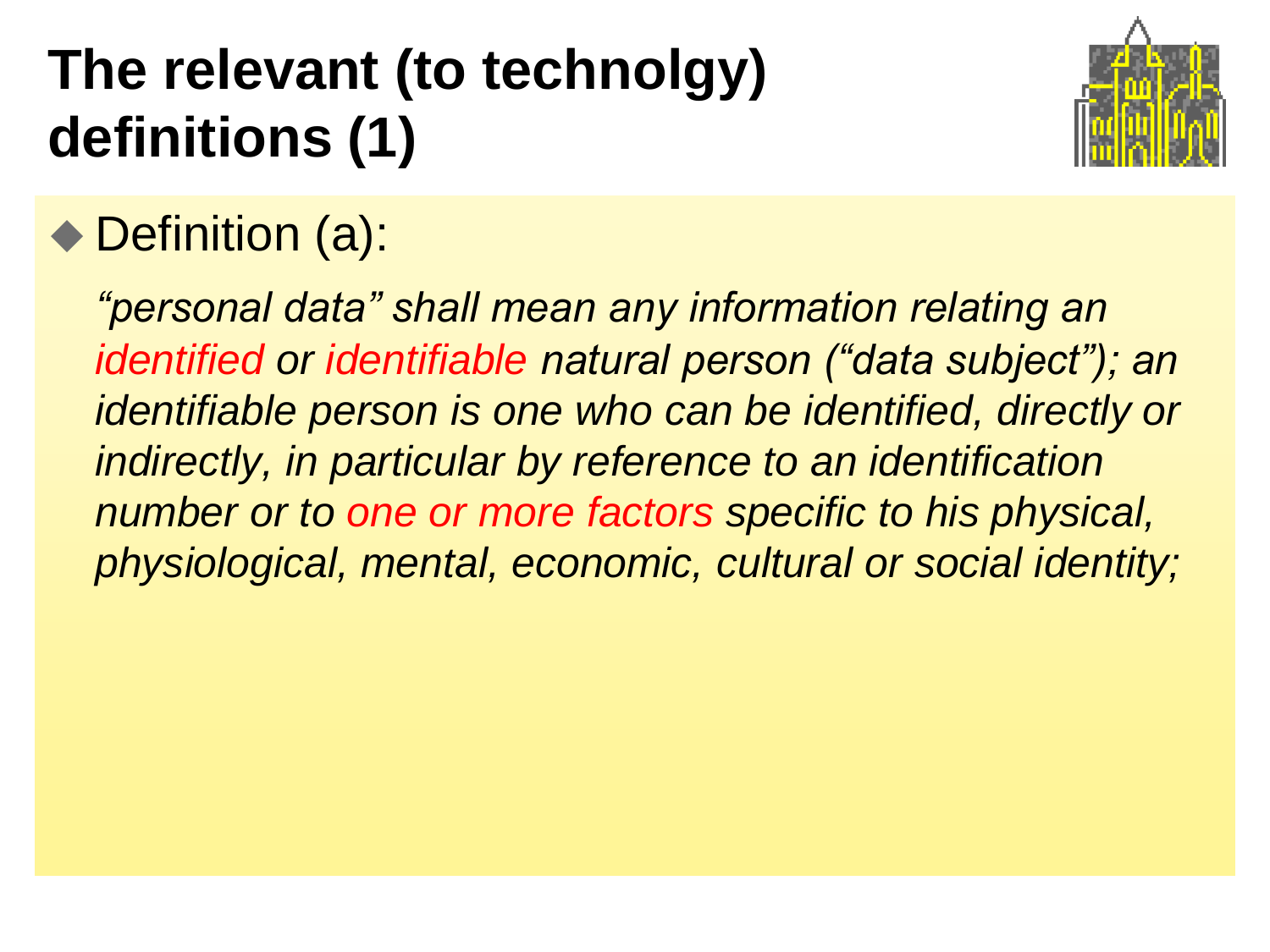# The relevant (to technolgy) definitions (1)

- Definition (a):

  *"personal data" shall mean any information relating an identified or identifiable natural person ("data subject"); an identifiable person is one who can be identified, directly or indirectly, in particular by reference to an identification number or to one or more factors specific to his physical, physiological, mental, economic, cultural or social identity;*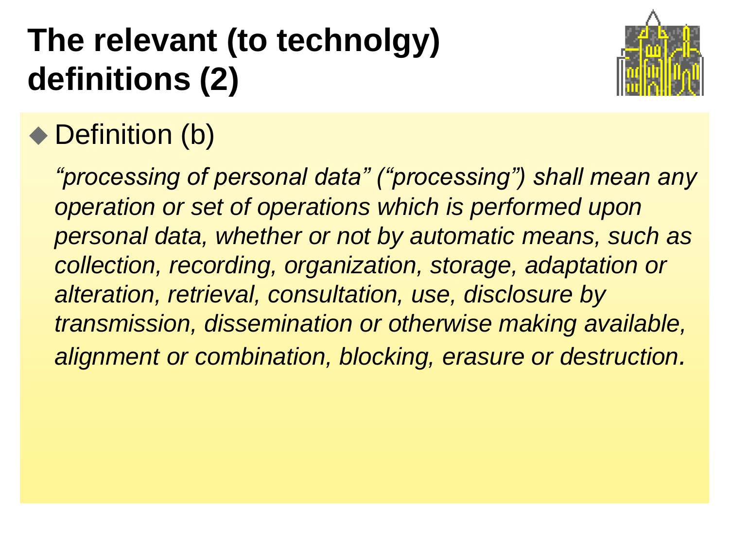# The relevant (to technolgy) definitions (2)

- Definition (b)

  *"processing of personal data" ("processing") shall mean any operation or set of operations which is performed upon personal data, whether or not by automatic means, such as collection, recording, organization, storage, adaptation or alteration, retrieval, consultation, use, disclosure by transmission, dissemination or otherwise making available, alignment or combination, blocking, erasure or destruction.*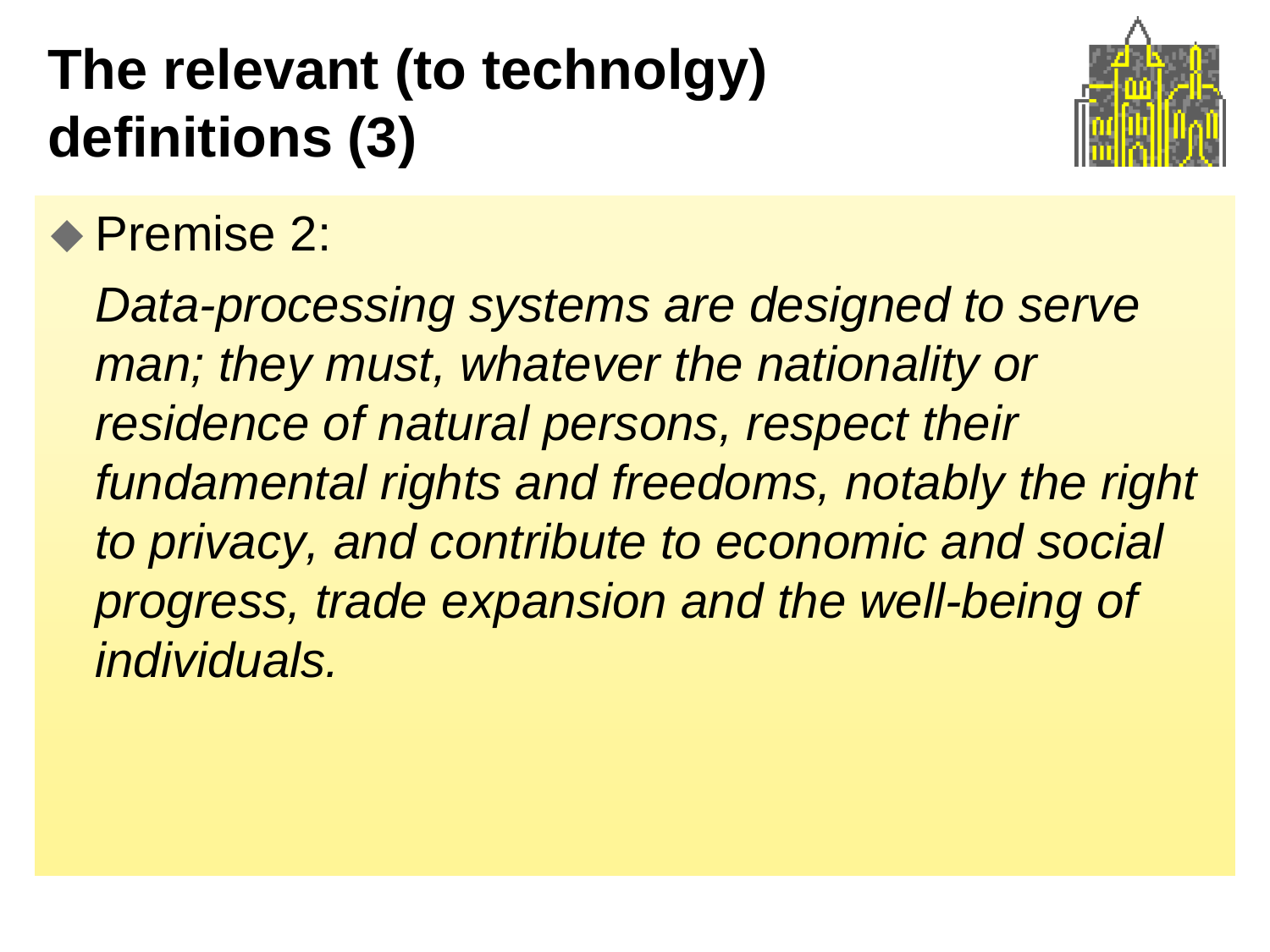# The relevant (to technolgy) definitions (3)

- Premise 2:

  *Data-processing systems are designed to serve man; they must, whatever the nationality or residence of natural persons, respect their fundamental rights and freedoms, notably the right to privacy, and contribute to economic and social progress, trade expansion and the well-being of individuals.*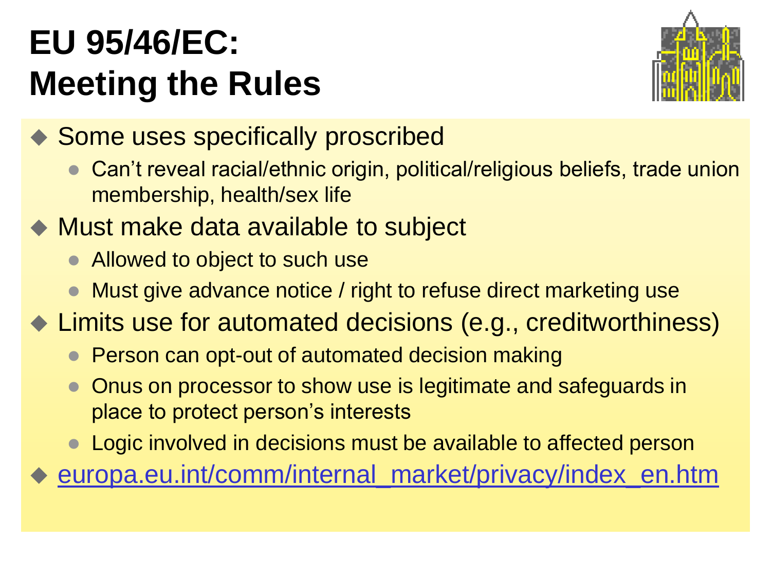# EU 95/46/EC: Meeting the Rules

- Some uses specifically proscribed
  - Can't reveal racial/ethnic origin, political/religious beliefs, trade union membership, health/sex life
- Must make data available to subject
  - Allowed to object to such use
  - Must give advance notice / right to refuse direct marketing use
- Limits use for automated decisions (e.g., creditworthiness)
  - Person can opt-out of automated decision making
  - Onus on processor to show use is legitimate and safeguards in place to protect person's interests
  - Logic involved in decisions must be available to affected person
- europa.eu.int/comm/internal_market/privacy/index_en.htm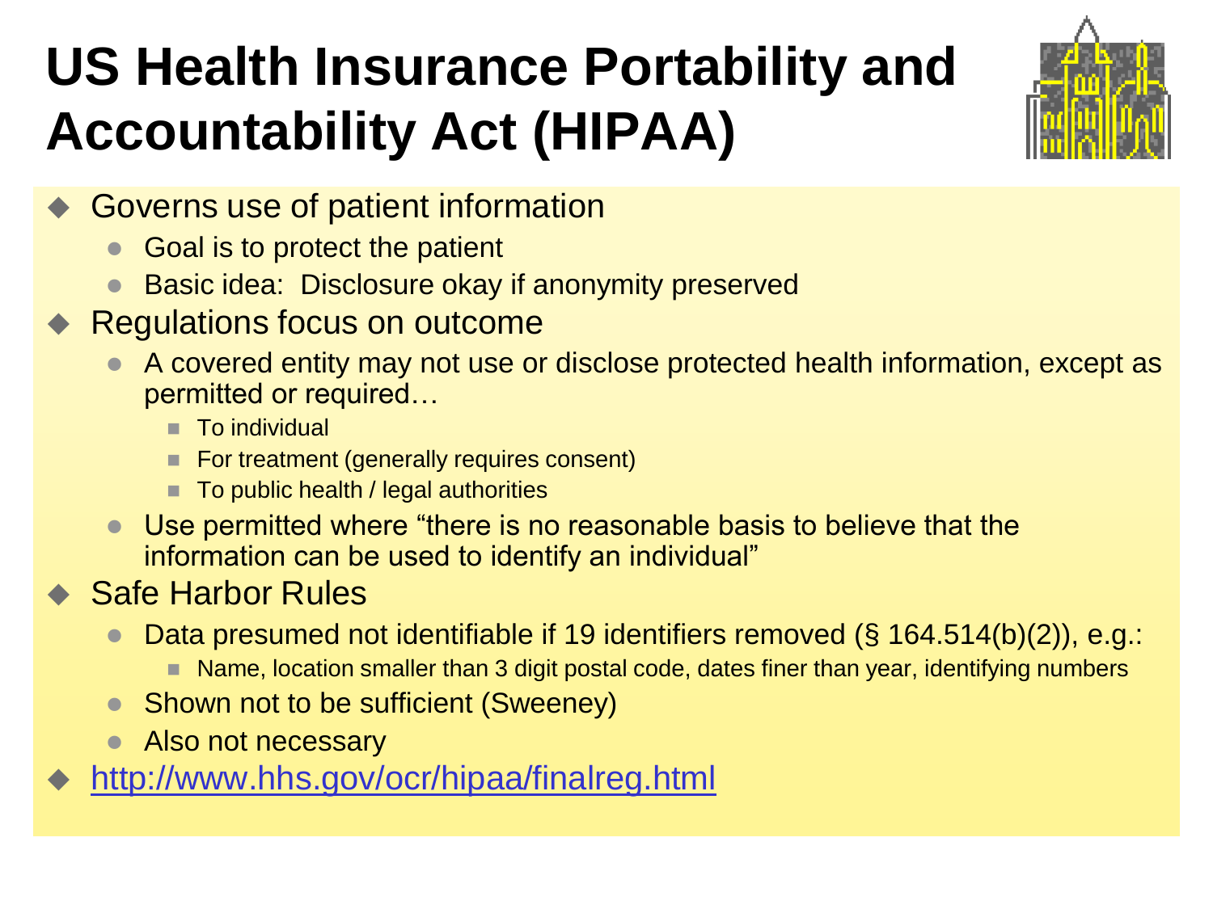# US Health Insurance Portability and Accountability Act (HIPAA)

- Governs use of patient information
  - Goal is to protect the patient
  - Basic idea: Disclosure okay if anonymity preserved
- Regulations focus on outcome
  - A covered entity may not use or disclose protected health information, except as permitted or required…
    - To individual
    - For treatment (generally requires consent)
    - To public health / legal authorities
  - Use permitted where "there is no reasonable basis to believe that the information can be used to identify an individual"
- Safe Harbor Rules
  - Data presumed not identifiable if 19 identifiers removed (§ 164.514(b)(2)), e.g.:
    - Name, location smaller than 3 digit postal code, dates finer than year, identifying numbers
  - Shown not to be sufficient (Sweeney)
  - Also not necessary
- http://www.hhs.gov/ocr/hipaa/finalreg.html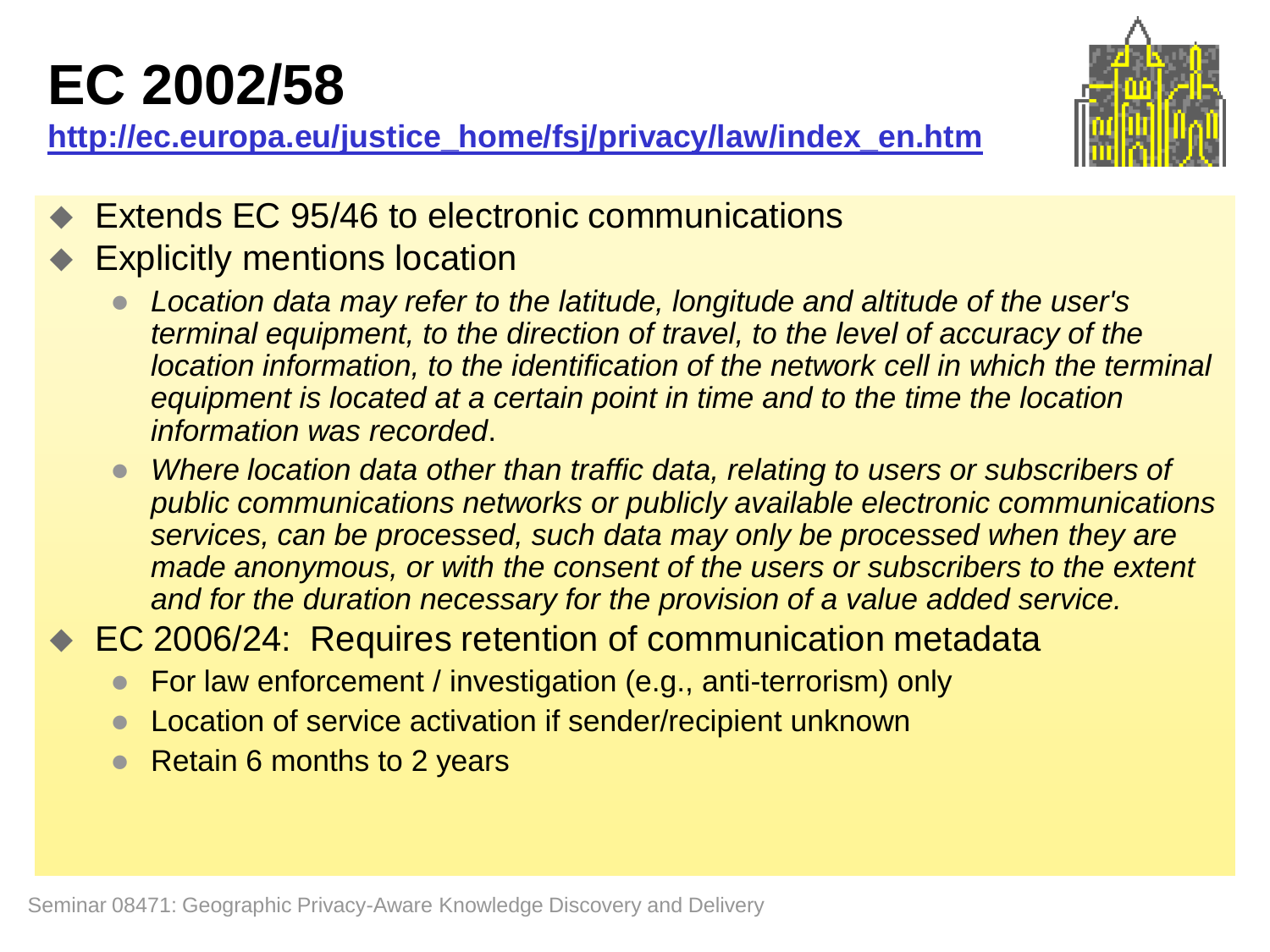# EC 2002/58

http://ec.europa.eu/justice_home/fsj/privacy/law/index_en.htm

- Extends EC 95/46 to electronic communications
- Explicitly mentions location
  - *Location data may refer to the latitude, longitude and altitude of the user's terminal equipment, to the direction of travel, to the level of accuracy of the location information, to the identification of the network cell in which the terminal equipment is located at a certain point in time and to the time the location information was recorded*.
  - *Where location data other than traffic data, relating to users or subscribers of public communications networks or publicly available electronic communications services, can be processed, such data may only be processed when they are made anonymous, or with the consent of the users or subscribers to the extent and for the duration necessary for the provision of a value added service.*
- EC 2006/24: Requires retention of communication metadata
  - For law enforcement / investigation (e.g., anti-terrorism) only
  - Location of service activation if sender/recipient unknown
  - Retain 6 months to 2 years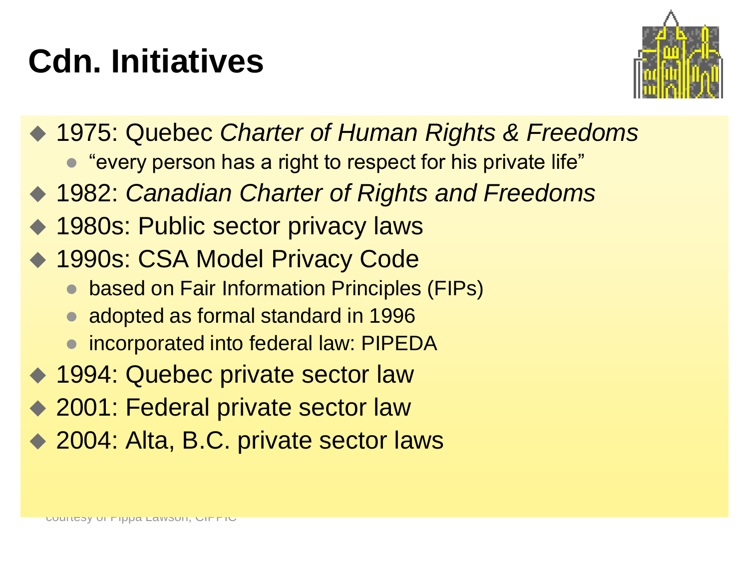# Cdn. Initiatives

- 1975: Quebec *Charter of Human Rights & Freedoms*
  - "every person has a right to respect for his private life"
- 1982: *Canadian Charter of Rights and Freedoms*
- 1980s: Public sector privacy laws
- 1990s: CSA Model Privacy Code
  - based on Fair Information Principles (FIPs)
  - adopted as formal standard in 1996
  - incorporated into federal law: PIPEDA
- 1994: Quebec private sector law
- 2001: Federal private sector law
- 2004: Alta, B.C. private sector laws

courtesy of Pippa Lawson, CIPPIC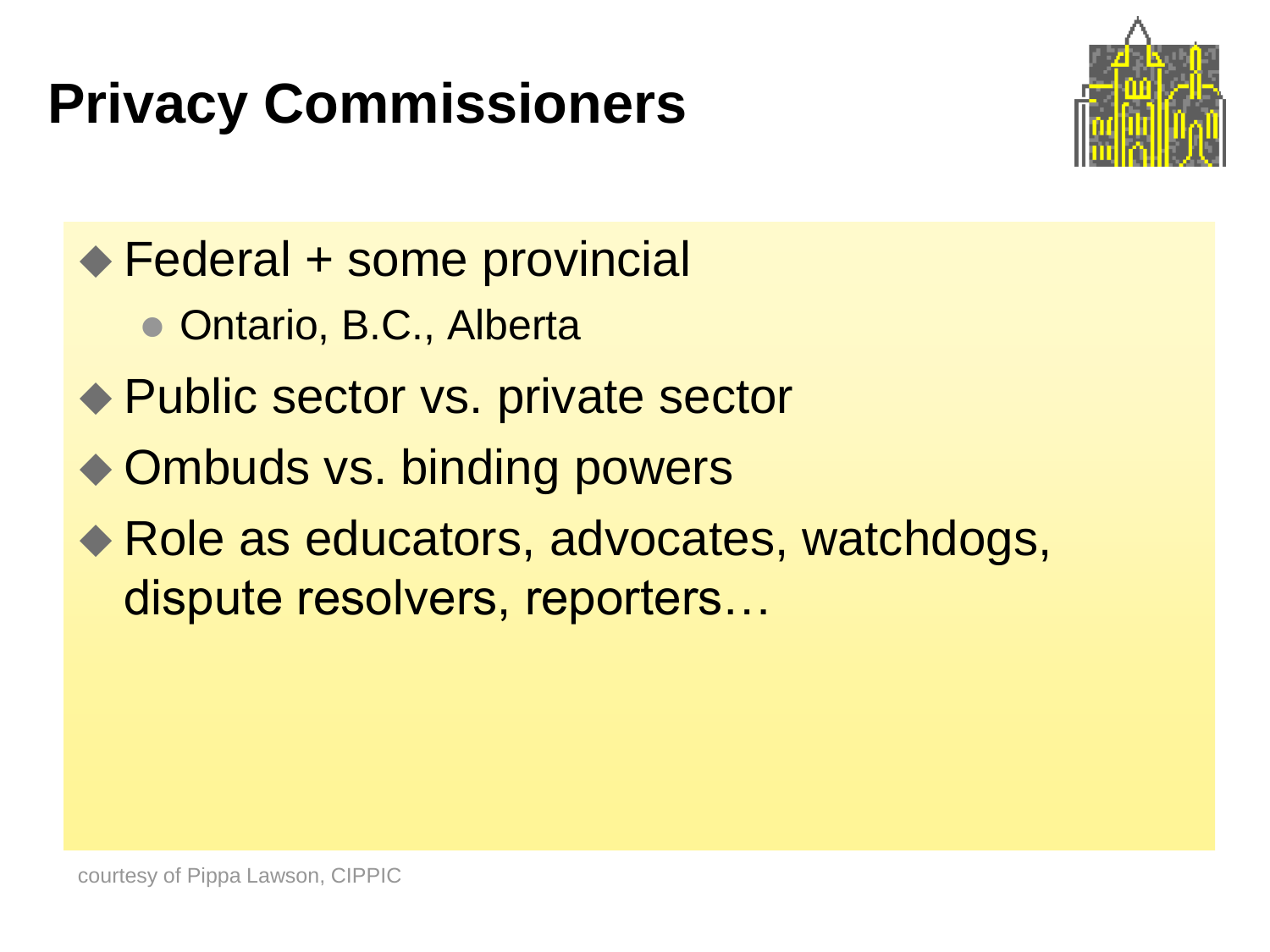# Privacy Commissioners

- Federal + some provincial
  - Ontario, B.C., Alberta
- Public sector vs. private sector
- Ombuds vs. binding powers
- Role as educators, advocates, watchdogs, dispute resolvers, reporters…

courtesy of Pippa Lawson, CIPPIC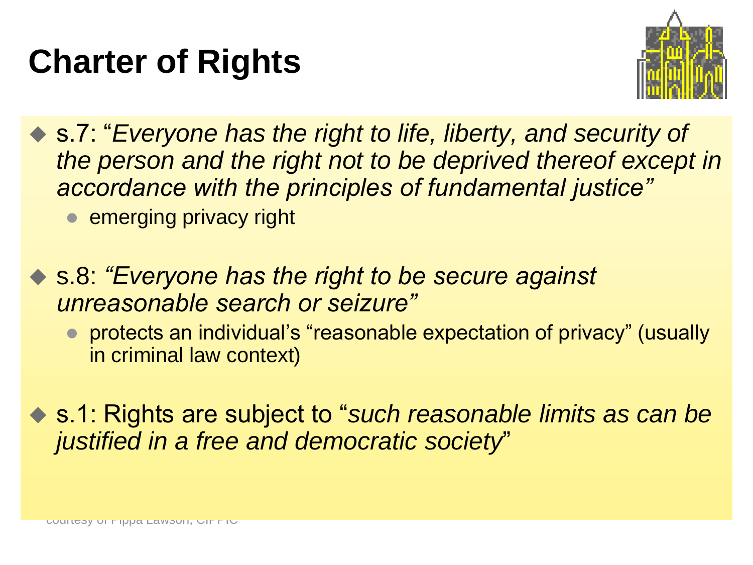# Charter of Rights

- s.7: "*Everyone has the right to life, liberty, and security of the person and the right not to be deprived thereof except in accordance with the principles of fundamental justice"*
  - emerging privacy right

- s.8: *"Everyone has the right to be secure against unreasonable search or seizure"*
  - protects an individual's "reasonable expectation of privacy" (usually in criminal law context)

- s.1: Rights are subject to "*such reasonable limits as can be justified in a free and democratic society*"

courtesy of Pippa Lawson, CIPPIC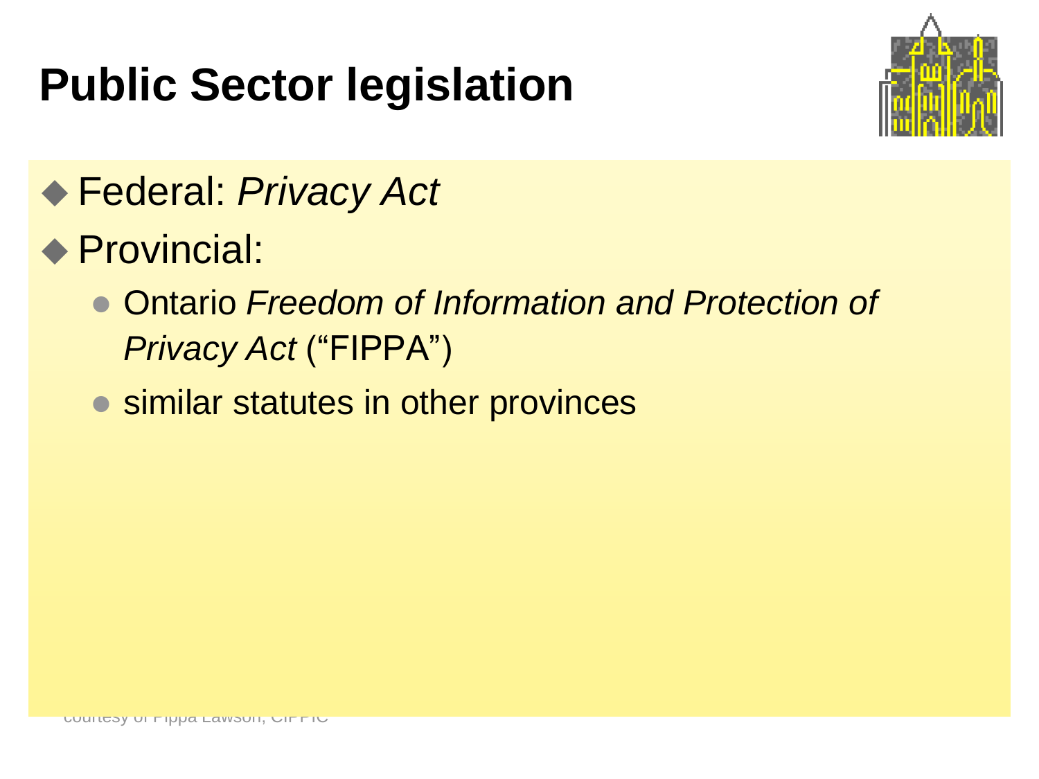# Public Sector legislation

- Federal: *Privacy Act*
- Provincial:
  - Ontario *Freedom of Information and Protection of Privacy Act* (“FIPPA”)
  - similar statutes in other provinces

courtesy of Pippa Lawson, CIPPIC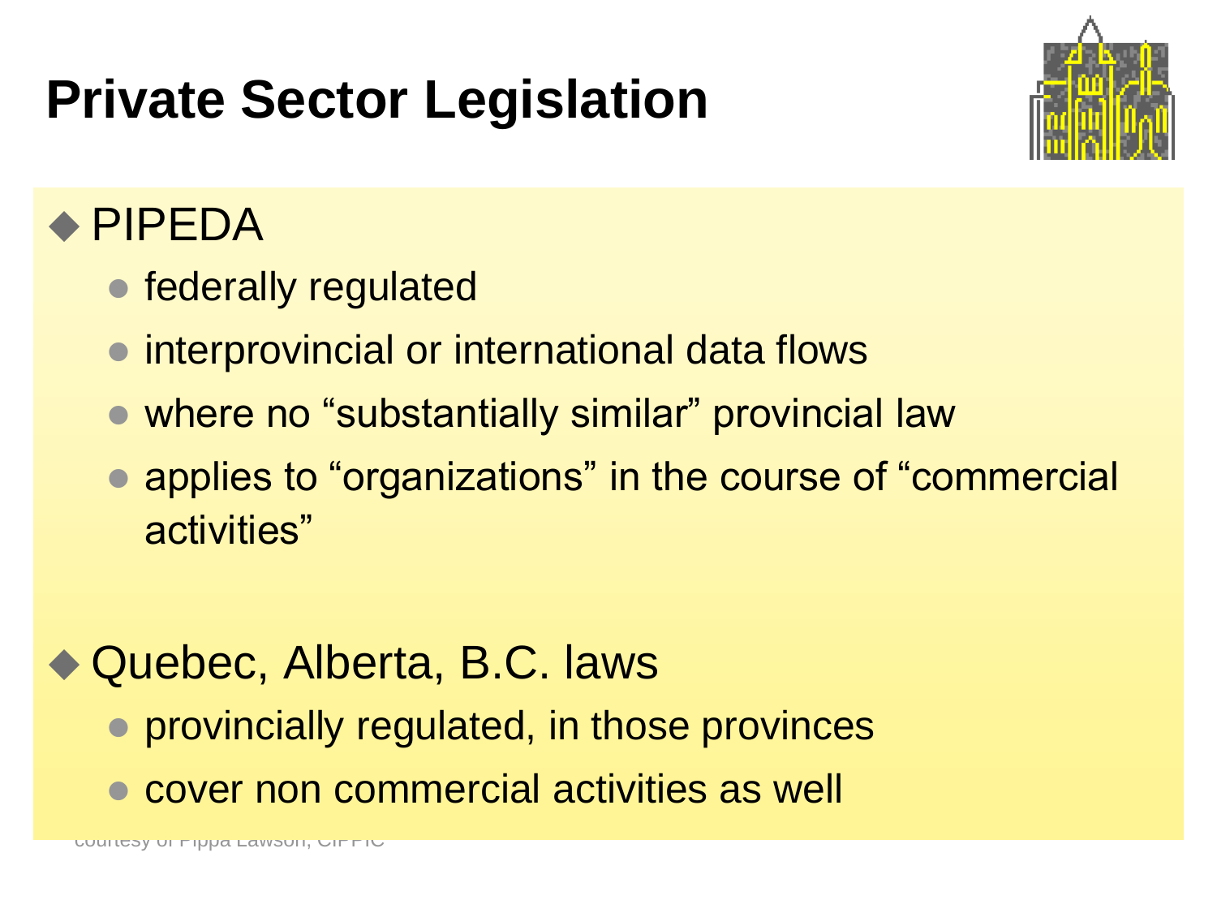# Private Sector Legislation

- PIPEDA
  - federally regulated
  - interprovincial or international data flows
  - where no “substantially similar” provincial law
  - applies to “organizations” in the course of “commercial activities”
- Quebec, Alberta, B.C. laws
  - provincially regulated, in those provinces
  - cover non commercial activities as well

courtesy of Pippa Lawson, CIPPIC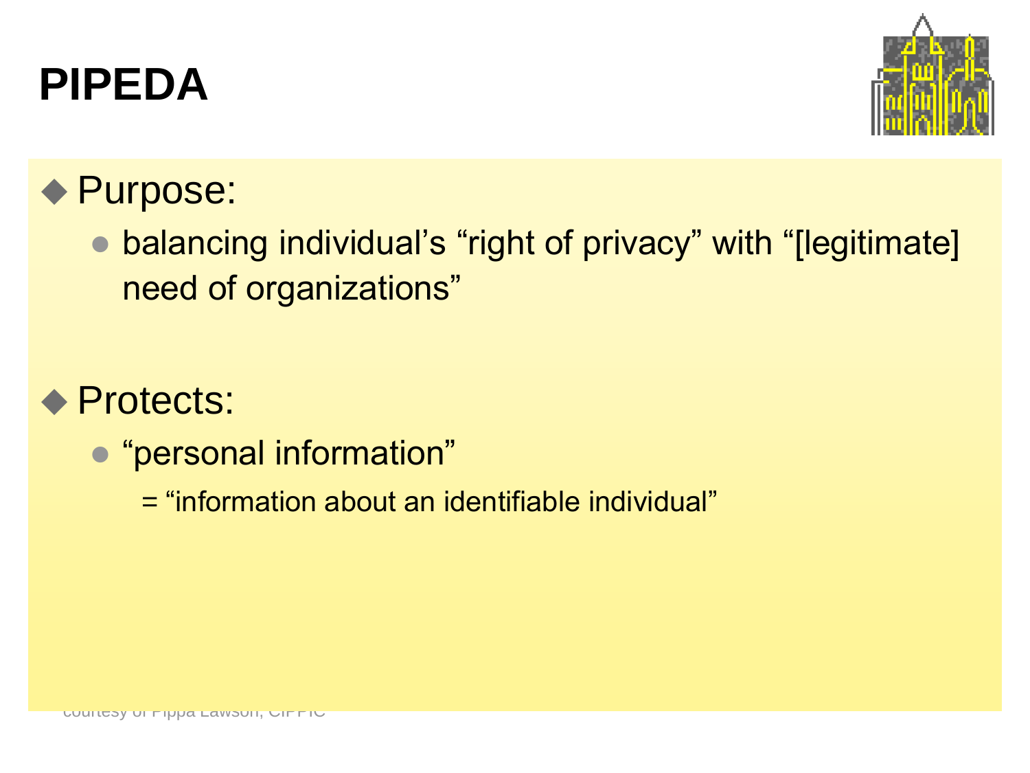# PIPEDA

- Purpose:
  - balancing individual's "right of privacy" with "[legitimate] need of organizations"

- Protects:
  - "personal information"

    = "information about an identifiable individual"

courtesy of Pippa Lawson, CIPPIC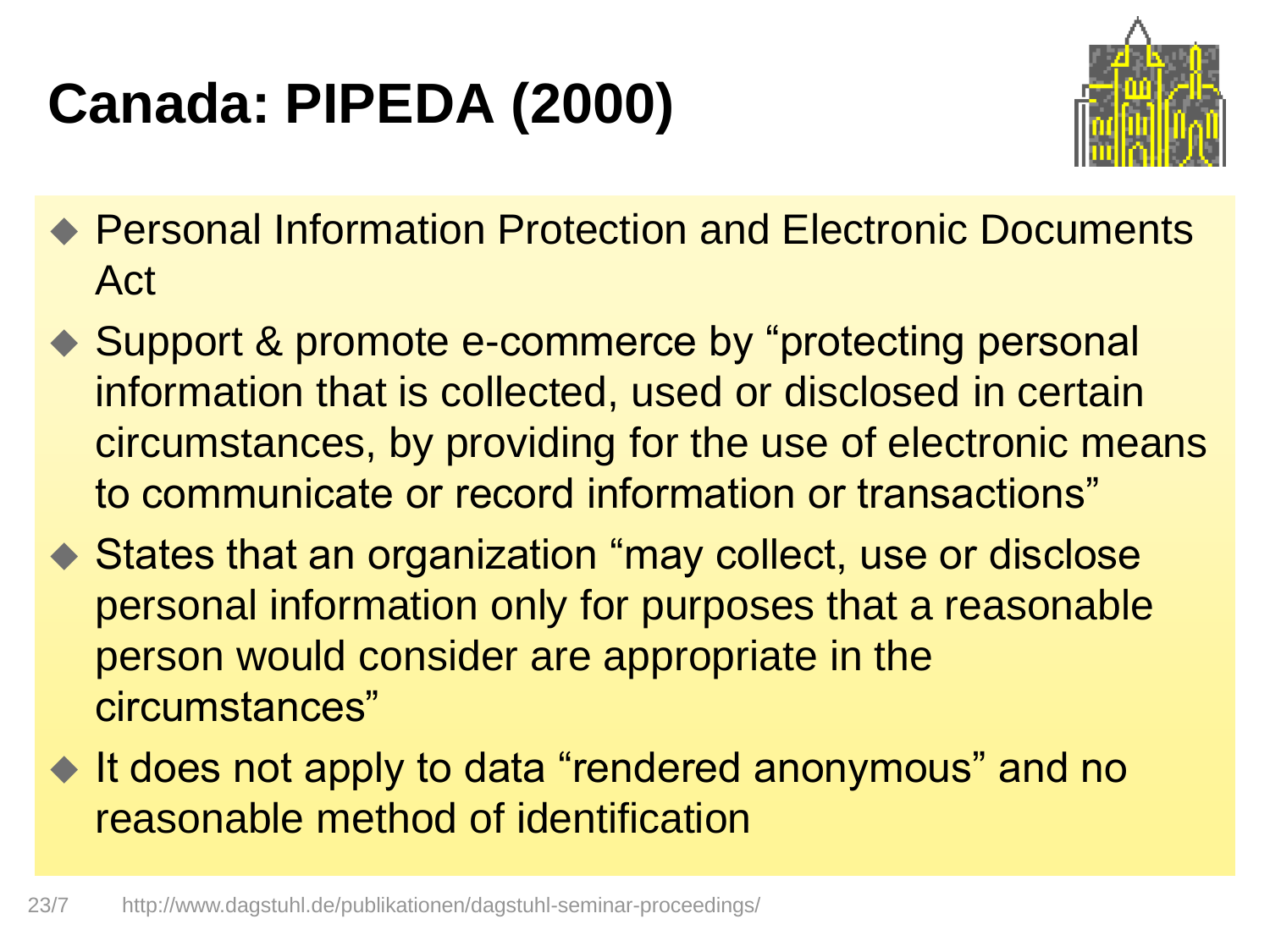# Canada: PIPEDA (2000)

- Personal Information Protection and Electronic Documents Act
- Support & promote e-commerce by “protecting personal information that is collected, used or disclosed in certain circumstances, by providing for the use of electronic means to communicate or record information or transactions”
- States that an organization “may collect, use or disclose personal information only for purposes that a reasonable person would consider are appropriate in the circumstances”
- It does not apply to data “rendered anonymous” and no reasonable method of identification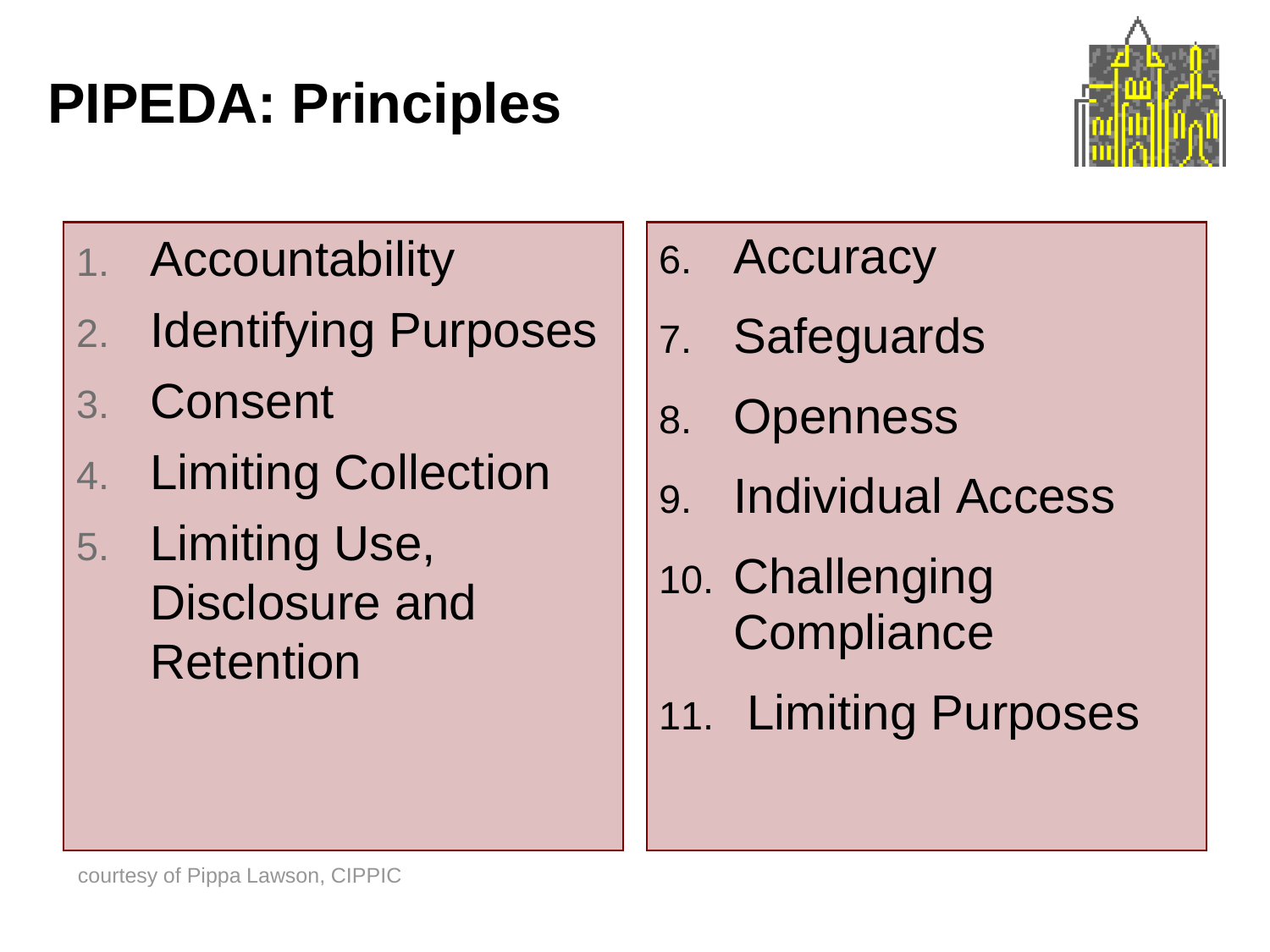# PIPEDA: Principles

1. Accountability
2. Identifying Purposes
3. Consent
4. Limiting Collection
5. Limiting Use, Disclosure and Retention
6. Accuracy
7. Safeguards
8. Openness
9. Individual Access
10. Challenging Compliance
11. Limiting Purposes

courtesy of Pippa Lawson, CIPPIC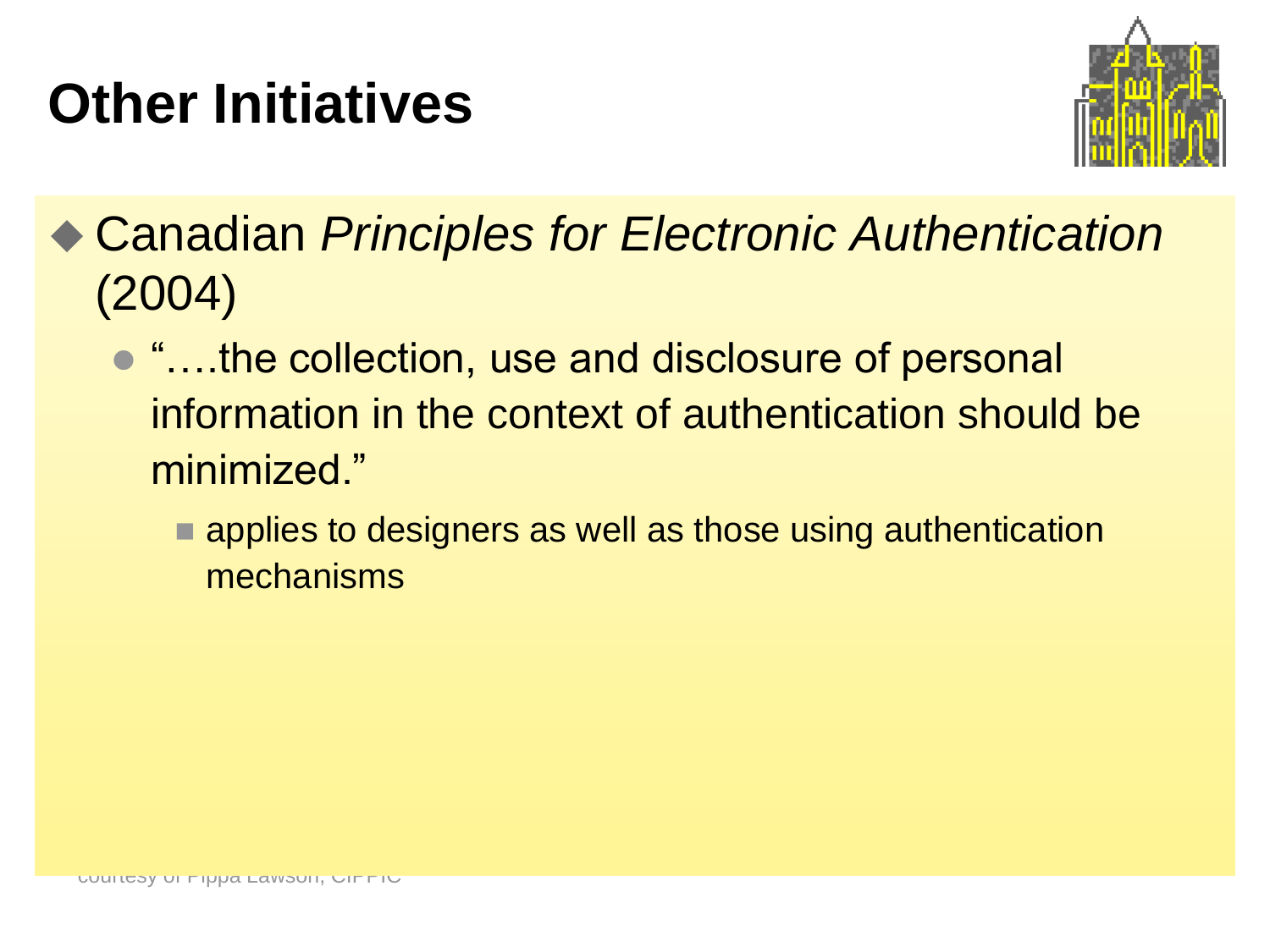# Other Initiatives

- Canadian *Principles for Electronic Authentication* (2004)
  - "….the collection, use and disclosure of personal information in the context of authentication should be minimized."
    - applies to designers as well as those using authentication mechanisms

courtesy of Pippa Lawson, CIPPIC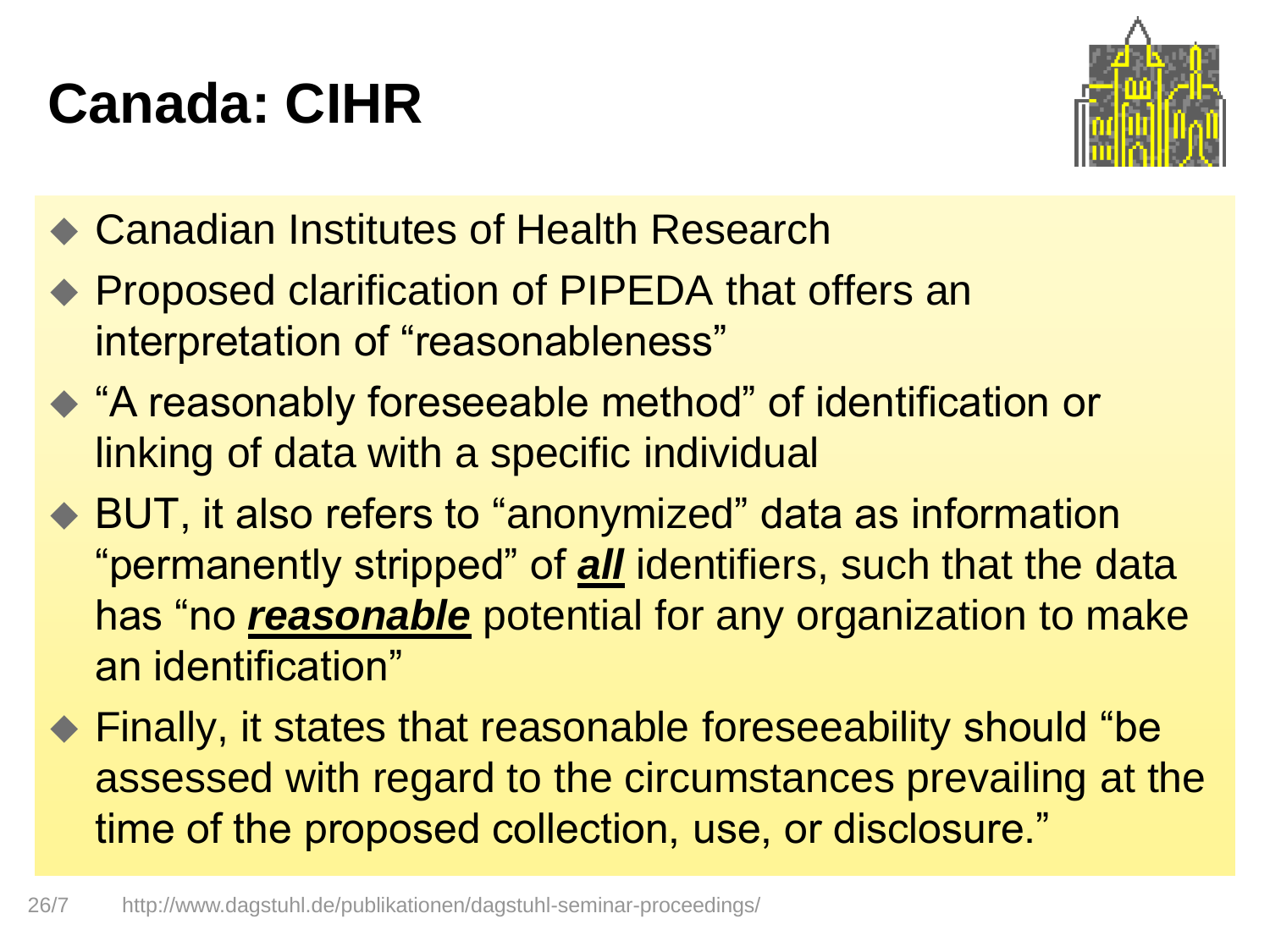# Canada: CIHR

- Canadian Institutes of Health Research
- Proposed clarification of PIPEDA that offers an interpretation of "reasonableness"
- "A reasonably foreseeable method" of identification or linking of data with a specific individual
- BUT, it also refers to "anonymized" data as information "permanently stripped" of ***all*** identifiers, such that the data has "no ***reasonable*** potential for any organization to make an identification"
- Finally, it states that reasonable foreseeability should "be assessed with regard to the circumstances prevailing at the time of the proposed collection, use, or disclosure."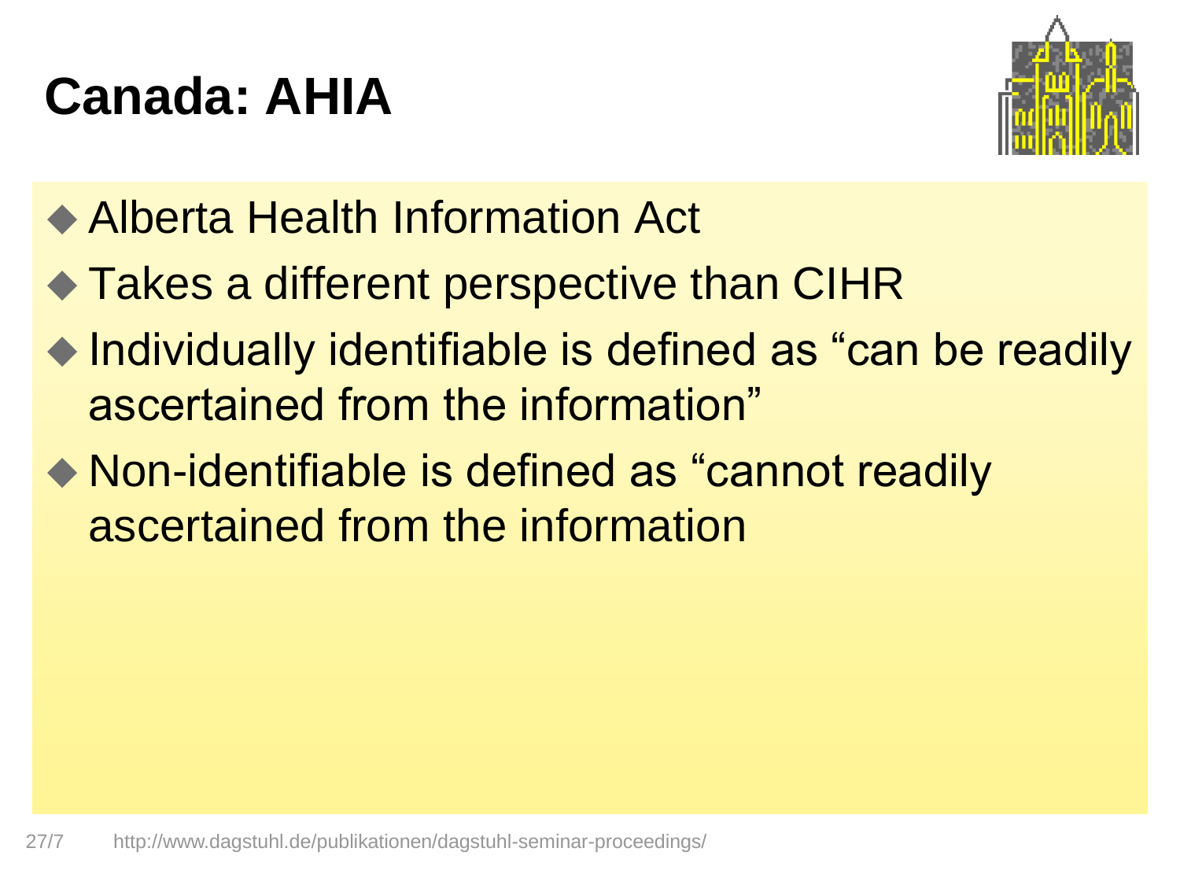# Canada: AHIA

- Alberta Health Information Act
- Takes a different perspective than CIHR
- Individually identifiable is defined as “can be readily ascertained from the information”
- Non-identifiable is defined as “cannot readily ascertained from the information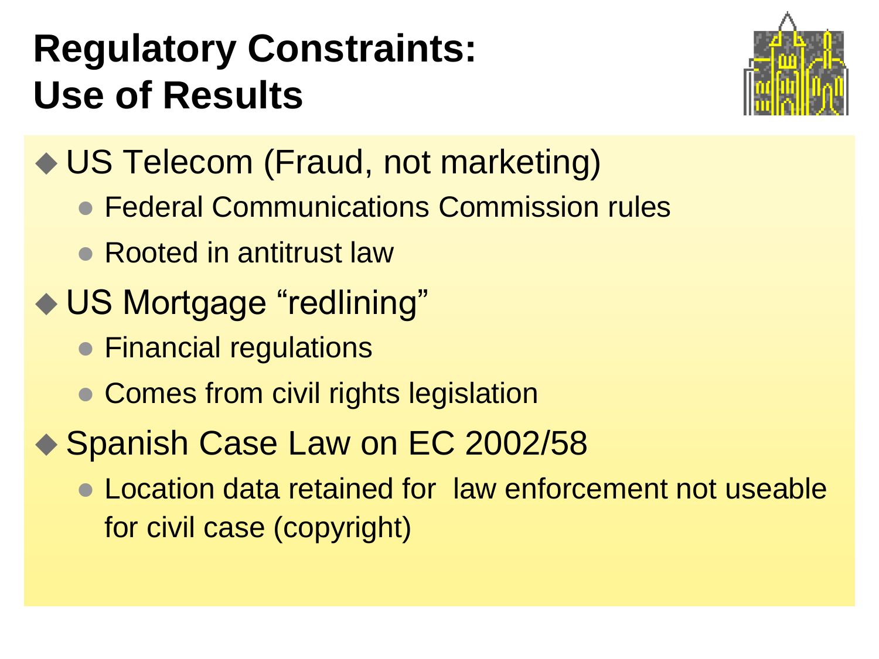# Regulatory Constraints: Use of Results

- US Telecom (Fraud, not marketing)
  - Federal Communications Commission rules
  - Rooted in antitrust law
- US Mortgage “redlining”
  - Financial regulations
  - Comes from civil rights legislation
- Spanish Case Law on EC 2002/58
  - Location data retained for law enforcement not useable for civil case (copyright)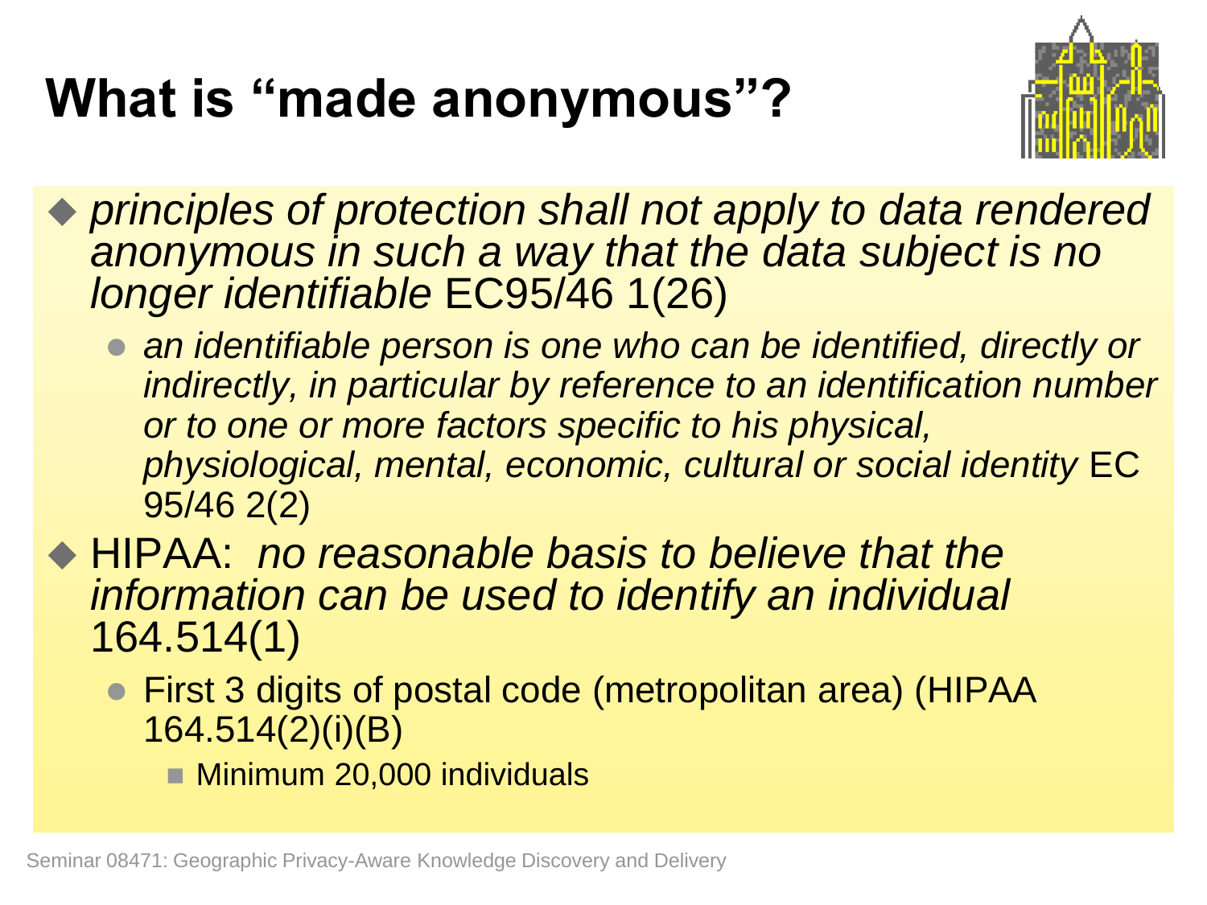# What is "made anonymous"?

- *principles of protection shall not apply to data rendered anonymous in such a way that the data subject is no longer identifiable* EC95/46 1(26)
  - *an identifiable person is one who can be identified, directly or indirectly, in particular by reference to an identification number or to one or more factors specific to his physical, physiological, mental, economic, cultural or social identity* EC 95/46 2(2)
- HIPAA: *no reasonable basis to believe that the information can be used to identify an individual* 164.514(1)
  - First 3 digits of postal code (metropolitan area) (HIPAA 164.514(2)(i)(B)
    - Minimum 20,000 individuals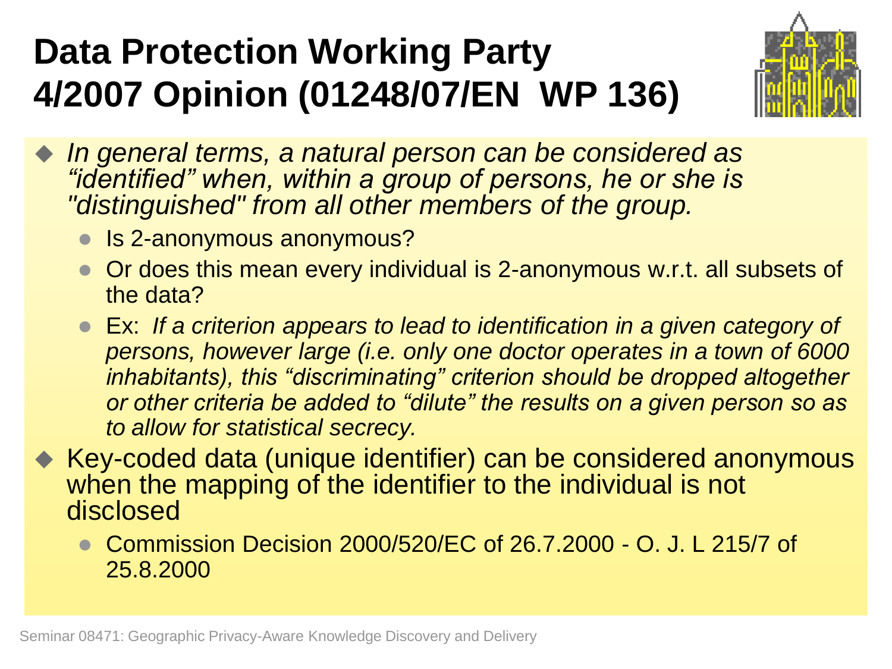# Data Protection Working Party 4/2007 Opinion (01248/07/EN WP 136)

- *In general terms, a natural person can be considered as "identified" when, within a group of persons, he or she is "distinguished" from all other members of the group.*
  - Is 2-anonymous anonymous?
  - Or does this mean every individual is 2-anonymous w.r.t. all subsets of the data?
  - Ex: *If a criterion appears to lead to identification in a given category of persons, however large (i.e. only one doctor operates in a town of 6000 inhabitants), this "discriminating" criterion should be dropped altogether or other criteria be added to "dilute" the results on a given person so as to allow for statistical secrecy.*
- Key-coded data (unique identifier) can be considered anonymous when the mapping of the identifier to the individual is not disclosed
  - Commission Decision 2000/520/EC of 26.7.2000 - O. J. L 215/7 of 25.8.2000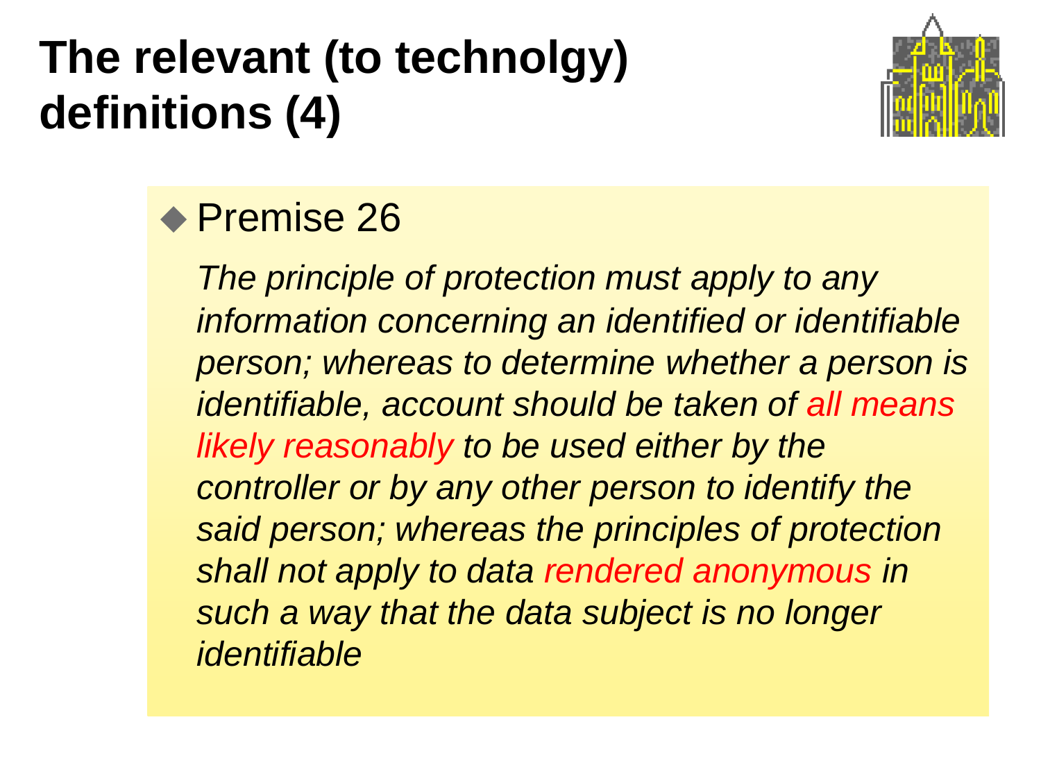# The relevant (to technolgy) definitions (4)

- Premise 26

  *The principle of protection must apply to any information concerning an identified or identifiable person; whereas to determine whether a person is identifiable, account should be taken of all means likely reasonably to be used either by the controller or by any other person to identify the said person; whereas the principles of protection shall not apply to data rendered anonymous in such a way that the data subject is no longer identifiable*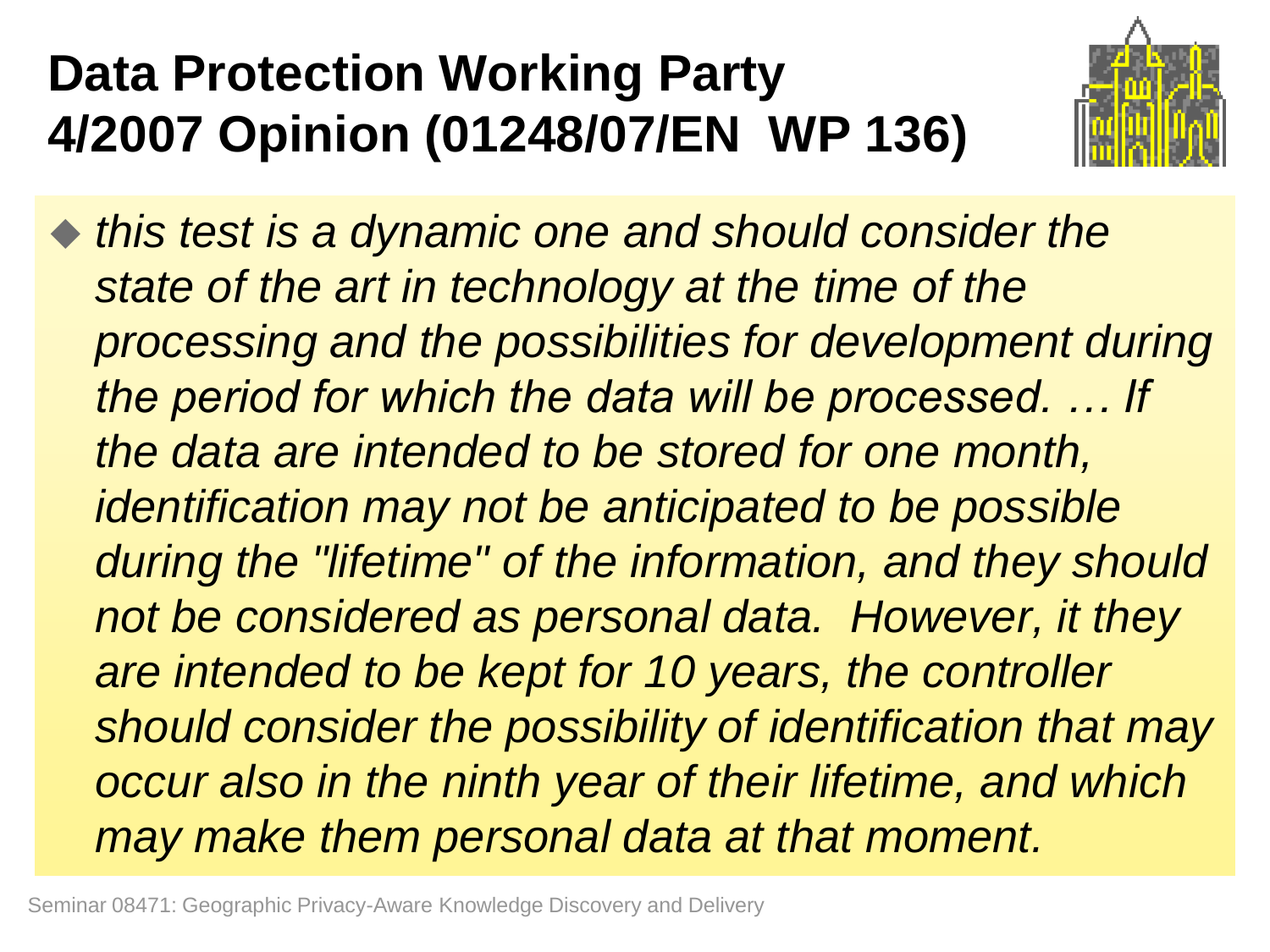# Data Protection Working Party 4/2007 Opinion (01248/07/EN WP 136)

- *this test is a dynamic one and should consider the state of the art in technology at the time of the processing and the possibilities for development during the period for which the data will be processed. … If the data are intended to be stored for one month, identification may not be anticipated to be possible during the "lifetime" of the information, and they should not be considered as personal data. However, it they are intended to be kept for 10 years, the controller should consider the possibility of identification that may occur also in the ninth year of their lifetime, and which may make them personal data at that moment.*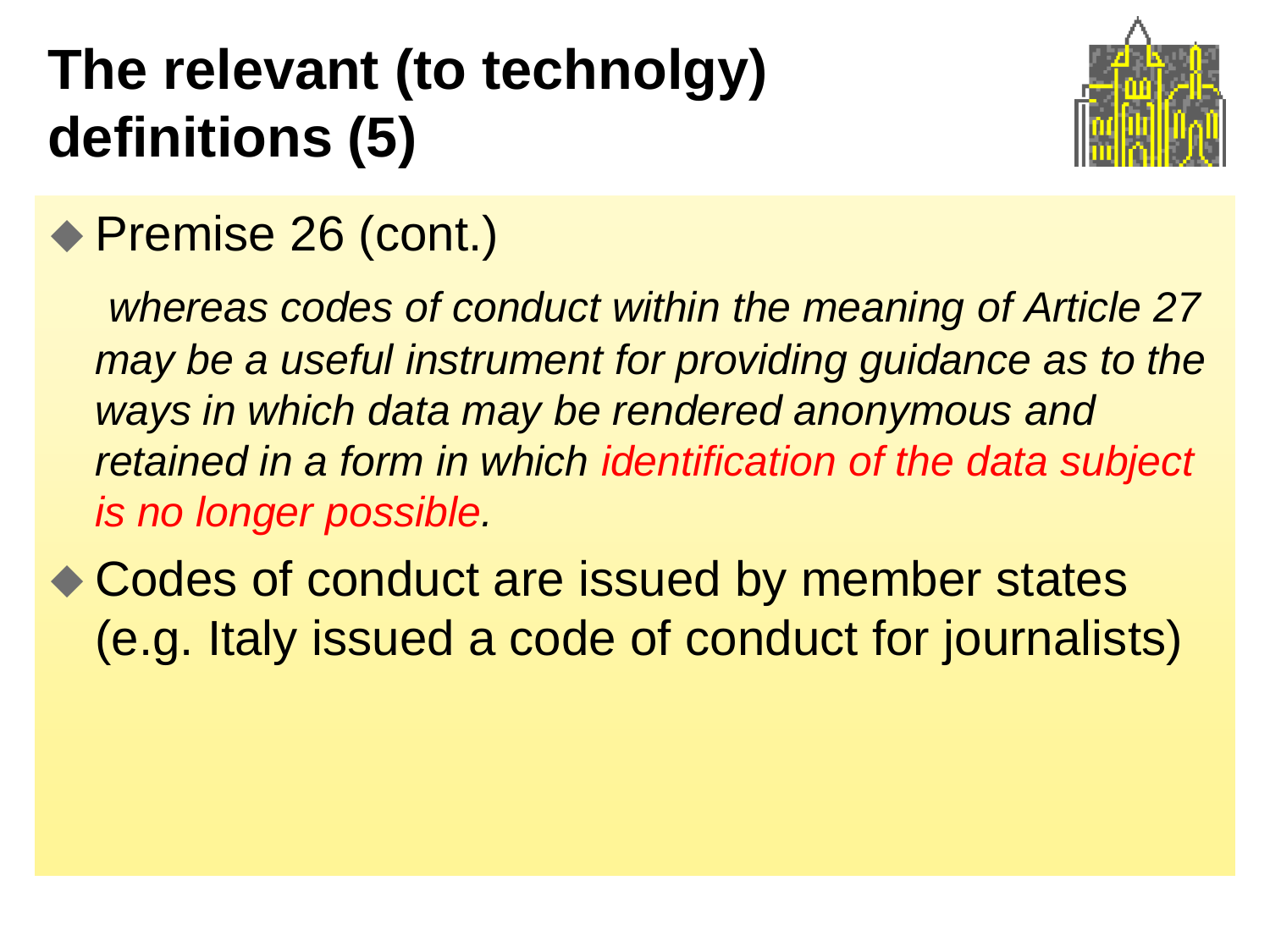# The relevant (to technolgy) definitions (5)

- Premise 26 (cont.)

  *whereas codes of conduct within the meaning of Article 27 may be a useful instrument for providing guidance as to the ways in which data may be rendered anonymous and retained in a form in which identification of the data subject is no longer possible.*

- Codes of conduct are issued by member states (e.g. Italy issued a code of conduct for journalists)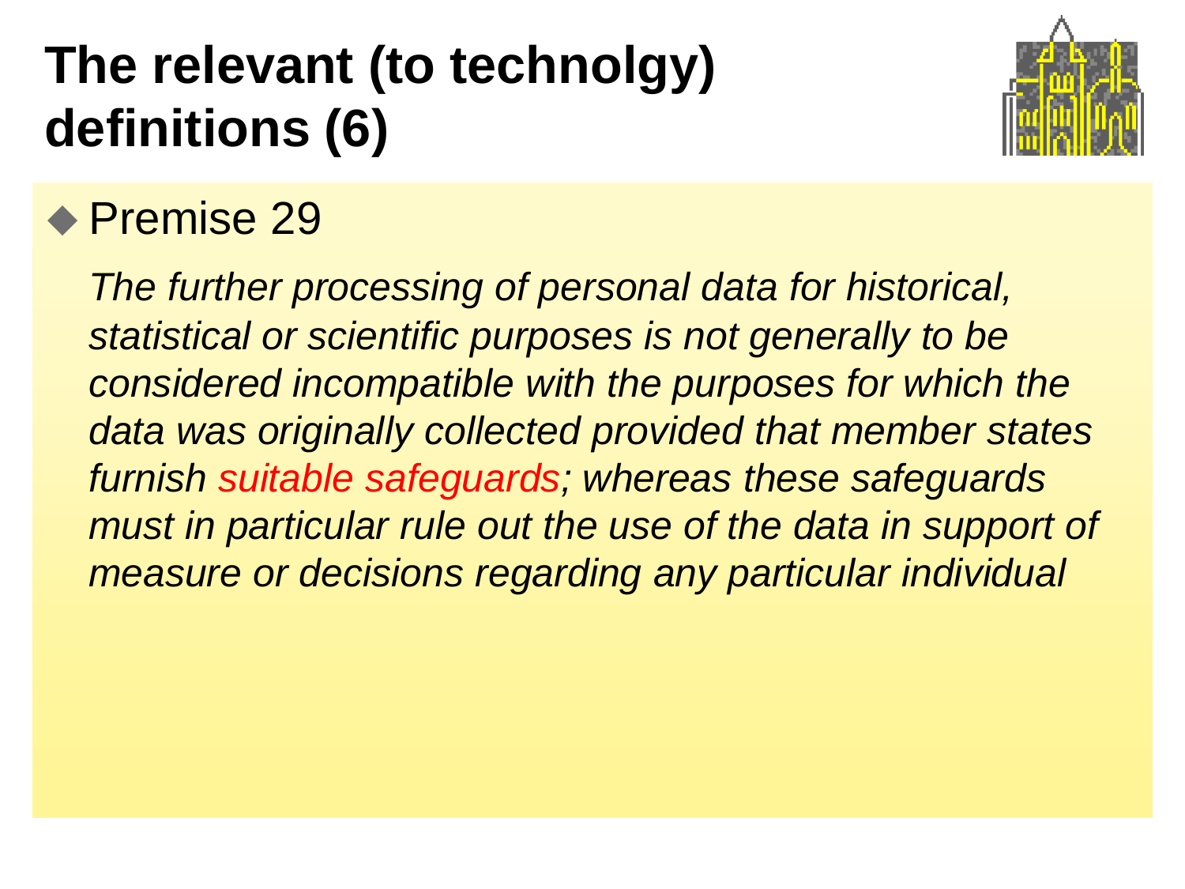# The relevant (to technolgy) definitions (6)

- Premise 29

  *The further processing of personal data for historical, statistical or scientific purposes is not generally to be considered incompatible with the purposes for which the data was originally collected provided that member states furnish suitable safeguards; whereas these safeguards must in particular rule out the use of the data in support of measure or decisions regarding any particular individual*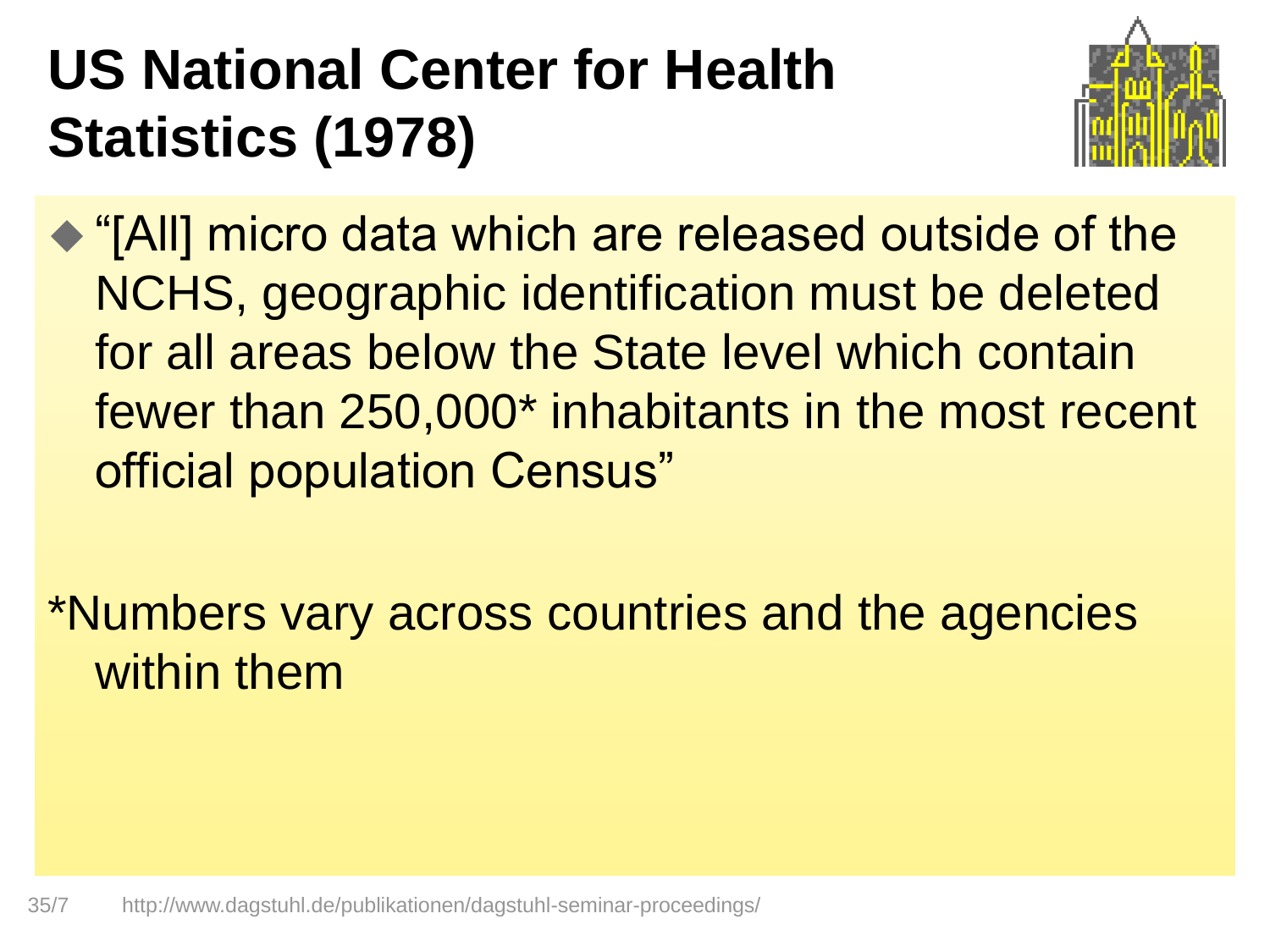# US National Center for Health Statistics (1978)

- "[All] micro data which are released outside of the NCHS, geographic identification must be deleted for all areas below the State level which contain fewer than 250,000* inhabitants in the most recent official population Census"

*Numbers vary across countries and the agencies within them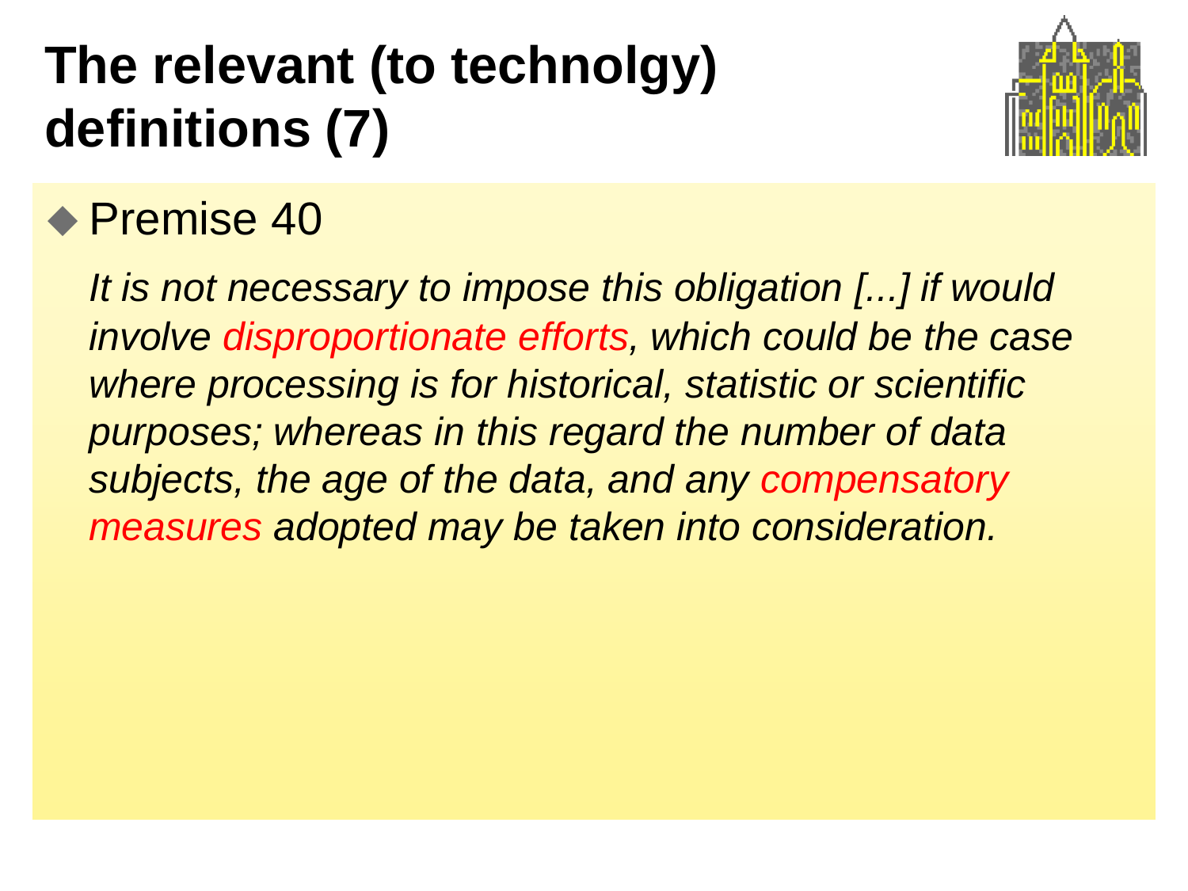# The relevant (to technolgy) definitions (7)

- Premise 40

  *It is not necessary to impose this obligation [...] if would involve disproportionate efforts, which could be the case where processing is for historical, statistic or scientific purposes; whereas in this regard the number of data subjects, the age of the data, and any compensatory measures adopted may be taken into consideration.*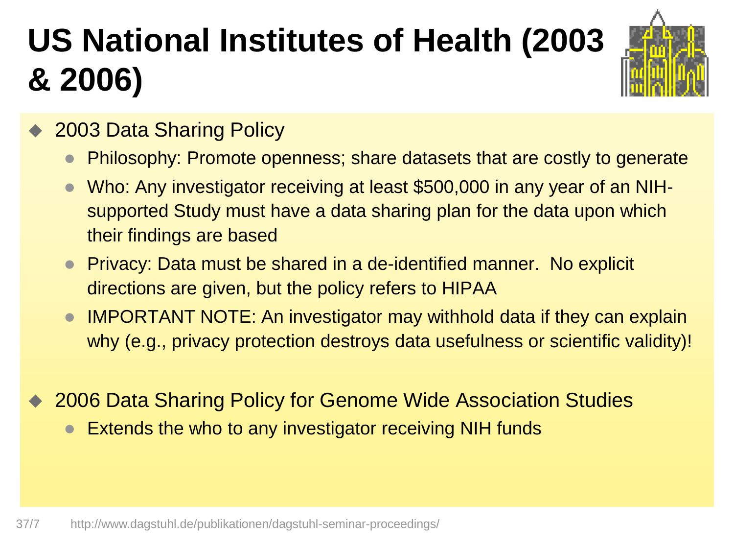# US National Institutes of Health (2003 & 2006)

- 2003 Data Sharing Policy
  - Philosophy: Promote openness; share datasets that are costly to generate
  - Who: Any investigator receiving at least $500,000 in any year of an NIH-supported Study must have a data sharing plan for the data upon which their findings are based
  - Privacy: Data must be shared in a de-identified manner. No explicit directions are given, but the policy refers to HIPAA
  - IMPORTANT NOTE: An investigator may withhold data if they can explain why (e.g., privacy protection destroys data usefulness or scientific validity)!
- 2006 Data Sharing Policy for Genome Wide Association Studies
  - Extends the who to any investigator receiving NIH funds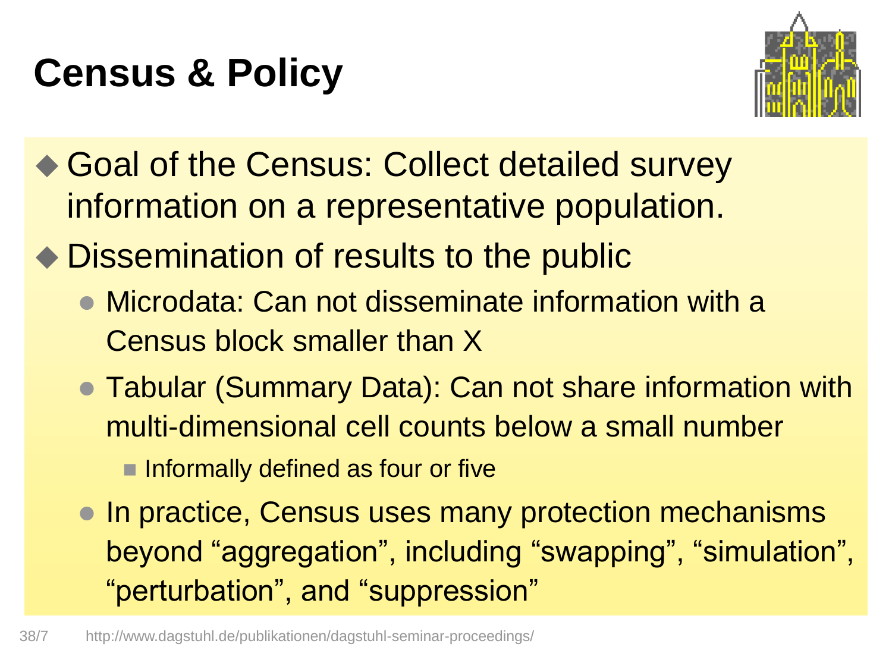# Census & Policy

- Goal of the Census: Collect detailed survey information on a representative population.
- Dissemination of results to the public
  - Microdata: Can not disseminate information with a Census block smaller than X
  - Tabular (Summary Data): Can not share information with multi-dimensional cell counts below a small number
    - Informally defined as four or five
  - In practice, Census uses many protection mechanisms beyond “aggregation”, including “swapping”, “simulation”, “perturbation”, and “suppression”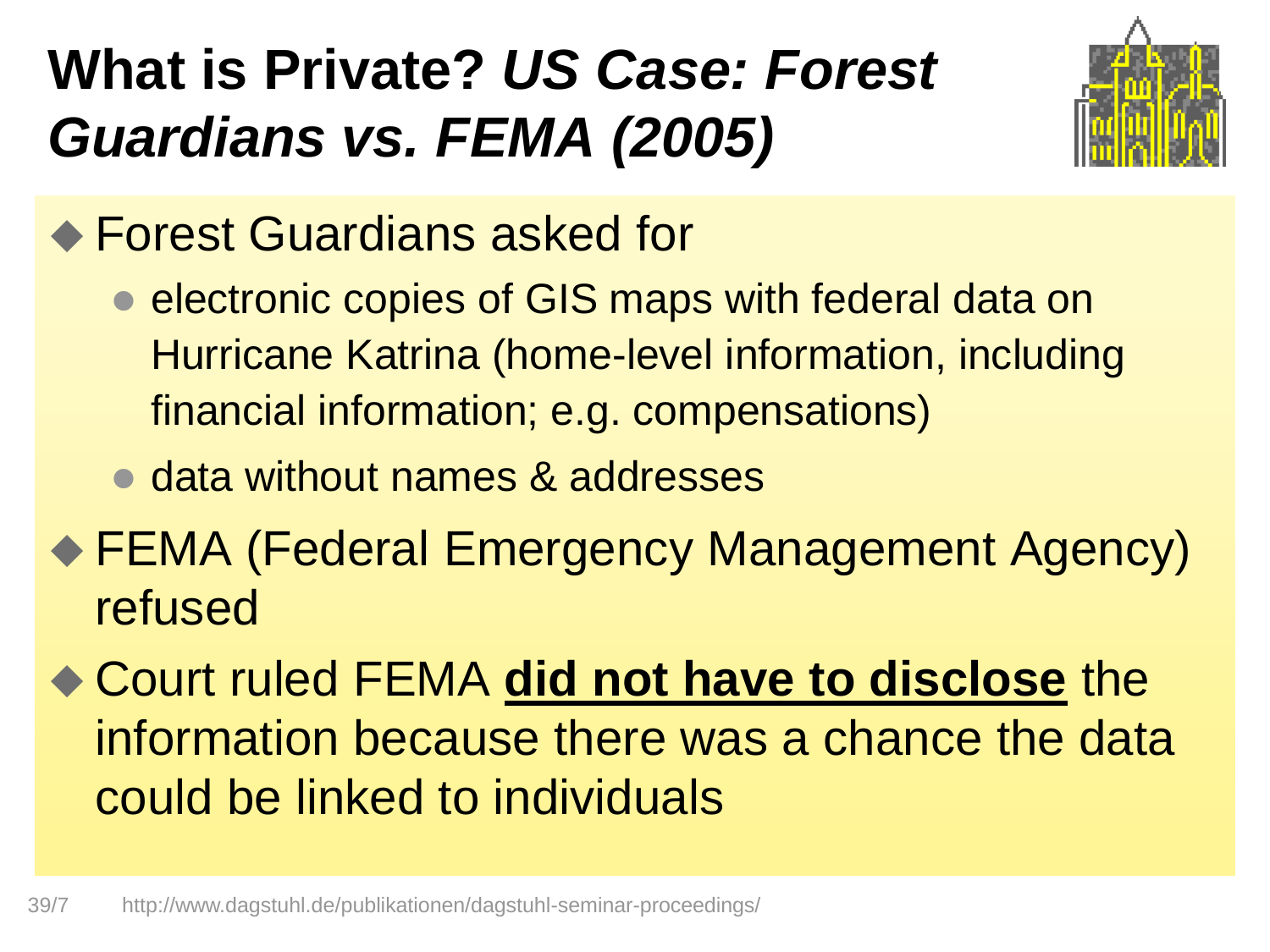# What is Private? *US Case: Forest Guardians vs. FEMA (2005)*

- Forest Guardians asked for
  - electronic copies of GIS maps with federal data on Hurricane Katrina (home-level information, including financial information; e.g. compensations)
  - data without names & addresses
- FEMA (Federal Emergency Management Agency) refused
- Court ruled FEMA **did not have to disclose** the information because there was a chance the data could be linked to individuals

http://www.dagstuhl.de/publikationen/dagstuhl-seminar-proceedings/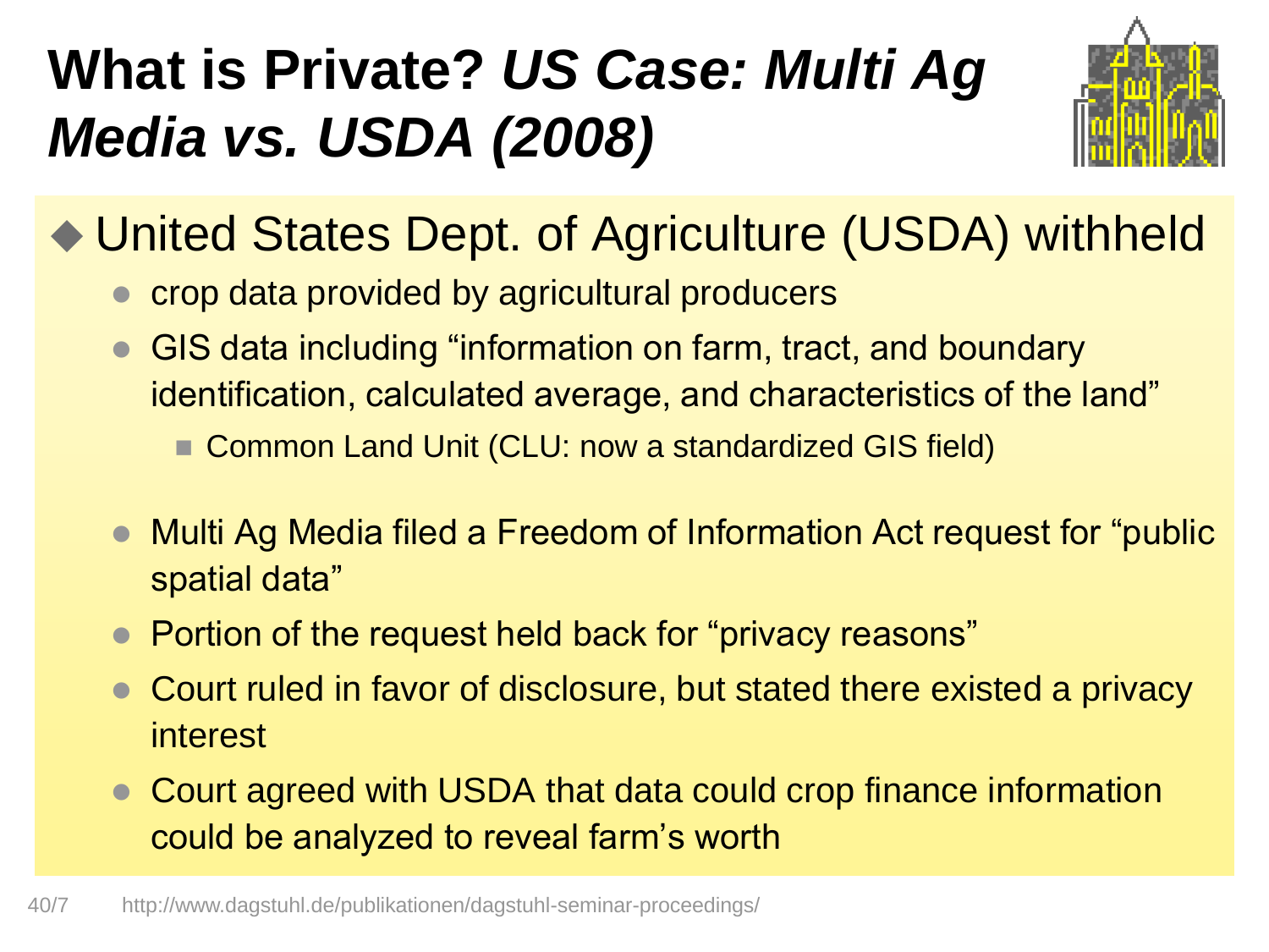# What is Private? *US Case: Multi Ag Media vs. USDA (2008)*

- United States Dept. of Agriculture (USDA) withheld
  - crop data provided by agricultural producers
  - GIS data including "information on farm, tract, and boundary identification, calculated average, and characteristics of the land"
    - Common Land Unit (CLU: now a standardized GIS field)
  - Multi Ag Media filed a Freedom of Information Act request for "public spatial data"
  - Portion of the request held back for "privacy reasons"
  - Court ruled in favor of disclosure, but stated there existed a privacy interest
  - Court agreed with USDA that data could crop finance information could be analyzed to reveal farm's worth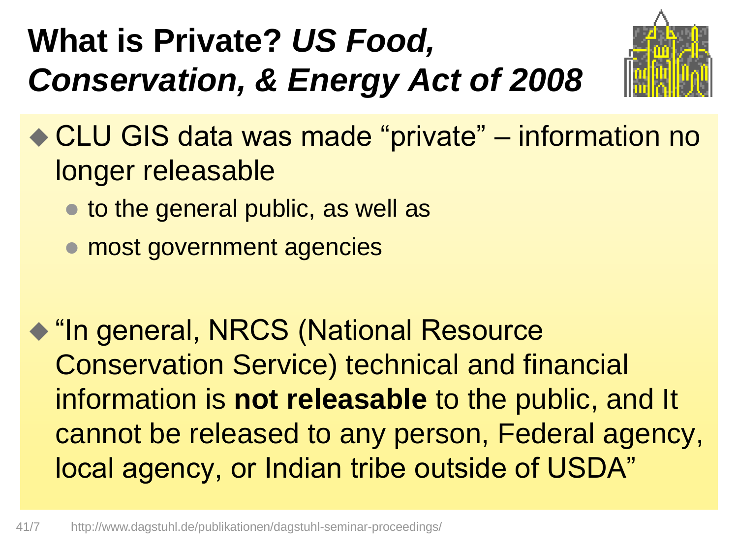# What is Private? *US Food, Conservation, & Energy Act of 2008*

- CLU GIS data was made “private” – information no longer releasable
  - to the general public, as well as
  - most government agencies

- “In general, NRCS (National Resource Conservation Service) technical and financial information is **not releasable** to the public, and It cannot be released to any person, Federal agency, local agency, or Indian tribe outside of USDA”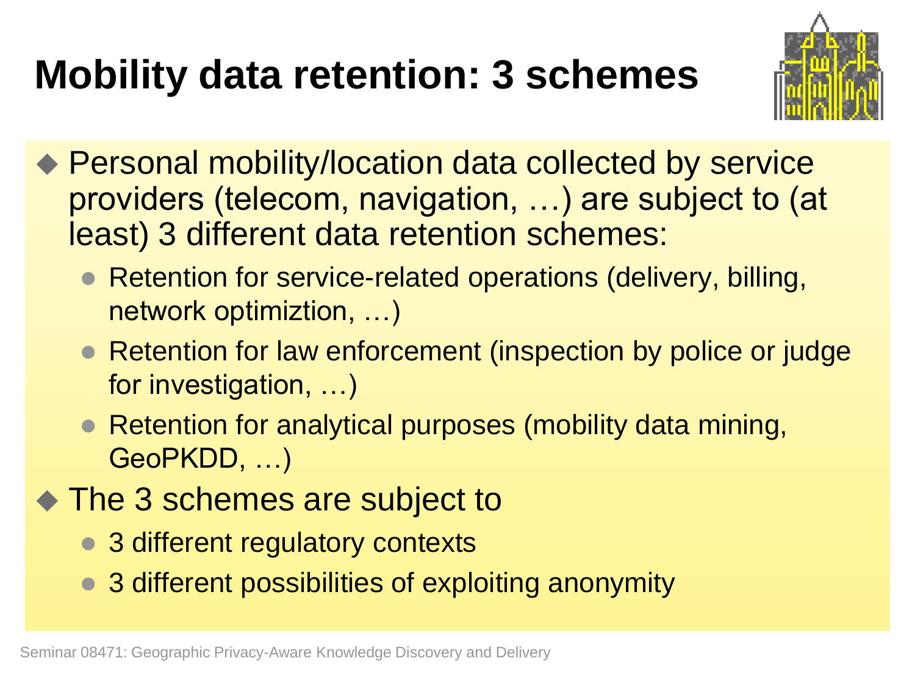# Mobility data retention: 3 schemes

- Personal mobility/location data collected by service providers (telecom, navigation, …) are subject to (at least) 3 different data retention schemes:
  - Retention for service-related operations (delivery, billing, network optimiztion, …)
  - Retention for law enforcement (inspection by police or judge for investigation, …)
  - Retention for analytical purposes (mobility data mining, GeoPKDD, …)
- The 3 schemes are subject to
  - 3 different regulatory contexts
  - 3 different possibilities of exploiting anonymity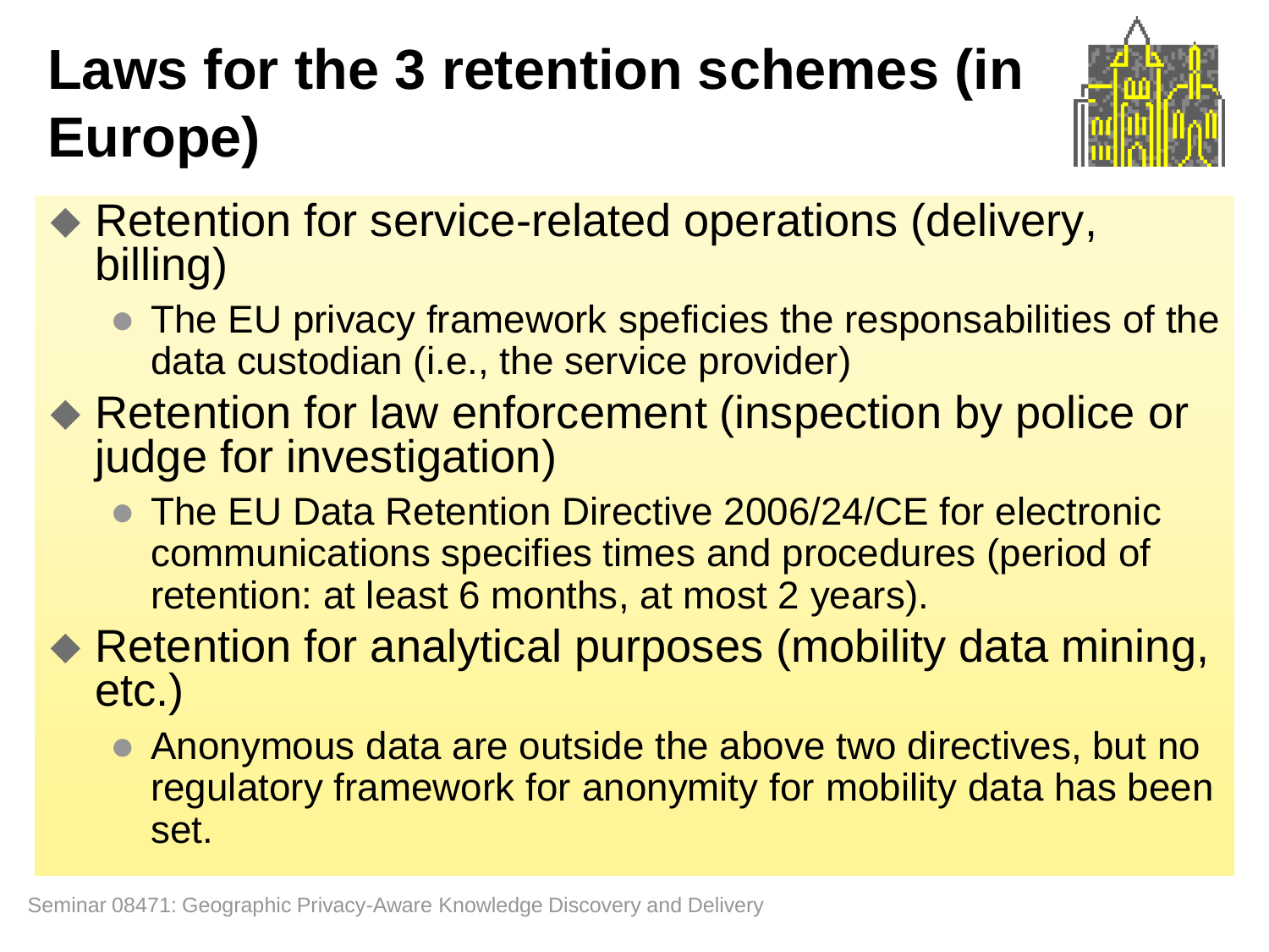# Laws for the 3 retention schemes (in Europe)

- Retention for service-related operations (delivery, billing)
  - The EU privacy framework speficies the responsabilities of the data custodian (i.e., the service provider)
- Retention for law enforcement (inspection by police or judge for investigation)
  - The EU Data Retention Directive 2006/24/CE for electronic communications specifies times and procedures (period of retention: at least 6 months, at most 2 years).
- Retention for analytical purposes (mobility data mining, etc.)
  - Anonymous data are outside the above two directives, but no regulatory framework for anonymity for mobility data has been set.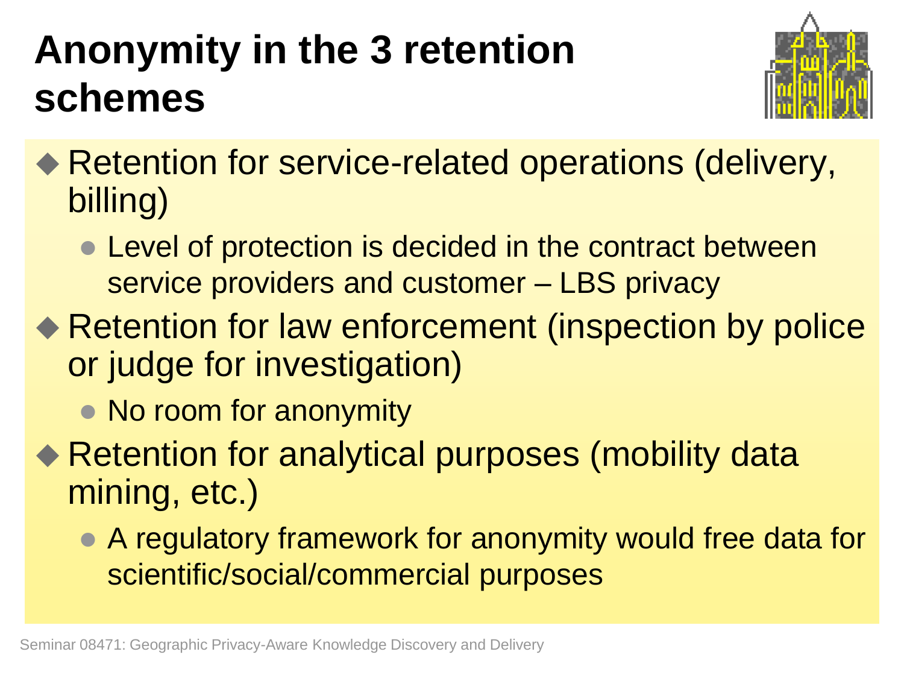# Anonymity in the 3 retention schemes

- Retention for service-related operations (delivery, billing)
  - Level of protection is decided in the contract between service providers and customer – LBS privacy
- Retention for law enforcement (inspection by police or judge for investigation)
  - No room for anonymity
- Retention for analytical purposes (mobility data mining, etc.)
  - A regulatory framework for anonymity would free data for scientific/social/commercial purposes